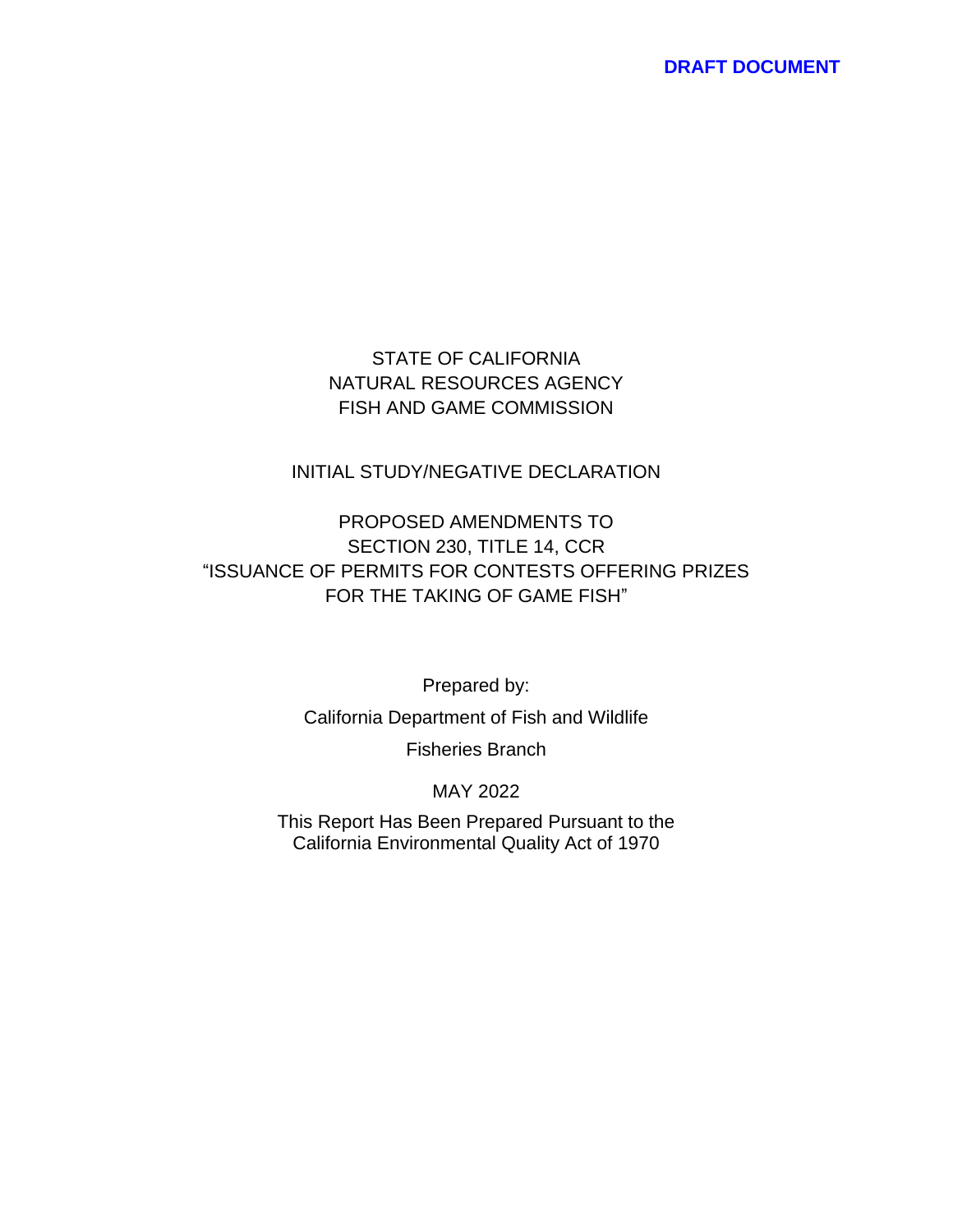**DRAFT DOCUMENT**

STATE OF CALIFORNIA
NATURAL RESOURCES AGENCY
FISH AND GAME COMMISSION

# INITIAL STUDY/NEGATIVE DECLARATION

## PROPOSED AMENDMENTS TO SECTION 230, TITLE 14, CCR "ISSUANCE OF PERMITS FOR CONTESTS OFFERING PRIZES FOR THE TAKING OF GAME FISH"

Prepared by:

California Department of Fish and Wildlife

Fisheries Branch

MAY 2022

This Report Has Been Prepared Pursuant to the California Environmental Quality Act of 1970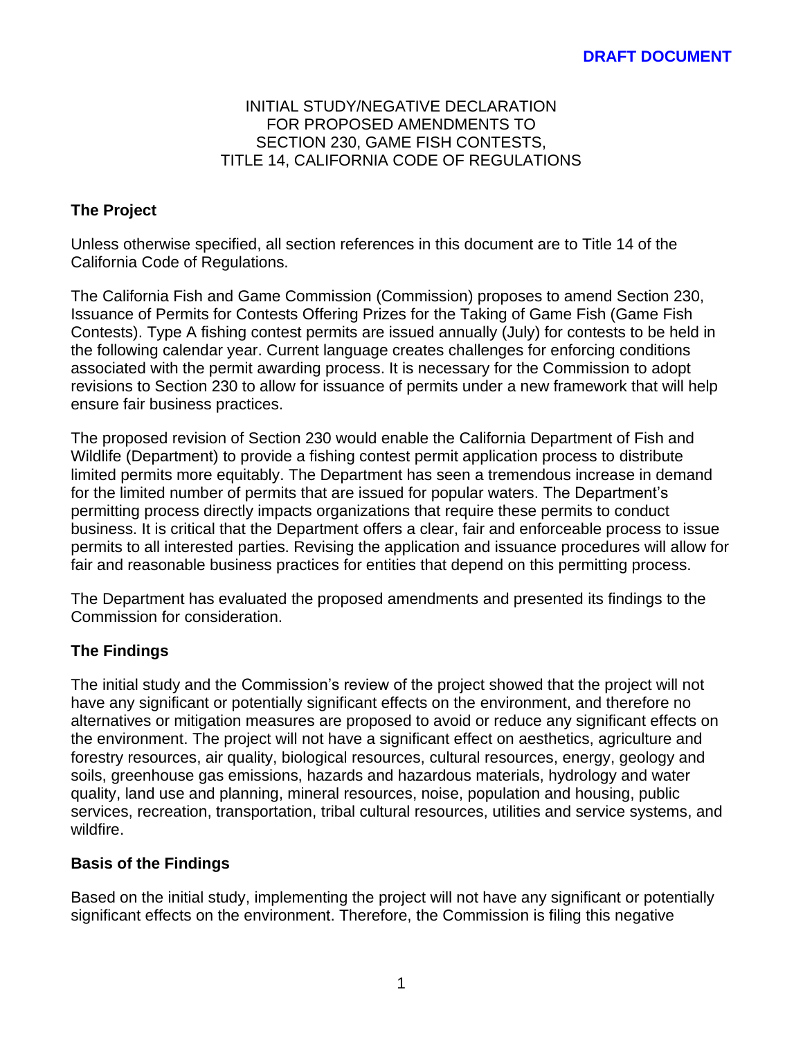**DRAFT DOCUMENT**

INITIAL STUDY/NEGATIVE DECLARATION
FOR PROPOSED AMENDMENTS TO
SECTION 230, GAME FISH CONTESTS,
TITLE 14, CALIFORNIA CODE OF REGULATIONS

## The Project

Unless otherwise specified, all section references in this document are to Title 14 of the California Code of Regulations.

The California Fish and Game Commission (Commission) proposes to amend Section 230, Issuance of Permits for Contests Offering Prizes for the Taking of Game Fish (Game Fish Contests). Type A fishing contest permits are issued annually (July) for contests to be held in the following calendar year. Current language creates challenges for enforcing conditions associated with the permit awarding process. It is necessary for the Commission to adopt revisions to Section 230 to allow for issuance of permits under a new framework that will help ensure fair business practices.

The proposed revision of Section 230 would enable the California Department of Fish and Wildlife (Department) to provide a fishing contest permit application process to distribute limited permits more equitably. The Department has seen a tremendous increase in demand for the limited number of permits that are issued for popular waters. The Department's permitting process directly impacts organizations that require these permits to conduct business. It is critical that the Department offers a clear, fair and enforceable process to issue permits to all interested parties. Revising the application and issuance procedures will allow for fair and reasonable business practices for entities that depend on this permitting process.

The Department has evaluated the proposed amendments and presented its findings to the Commission for consideration.

## The Findings

The initial study and the Commission's review of the project showed that the project will not have any significant or potentially significant effects on the environment, and therefore no alternatives or mitigation measures are proposed to avoid or reduce any significant effects on the environment. The project will not have a significant effect on aesthetics, agriculture and forestry resources, air quality, biological resources, cultural resources, energy, geology and soils, greenhouse gas emissions, hazards and hazardous materials, hydrology and water quality, land use and planning, mineral resources, noise, population and housing, public services, recreation, transportation, tribal cultural resources, utilities and service systems, and wildfire.

## Basis of the Findings

Based on the initial study, implementing the project will not have any significant or potentially significant effects on the environment. Therefore, the Commission is filing this negative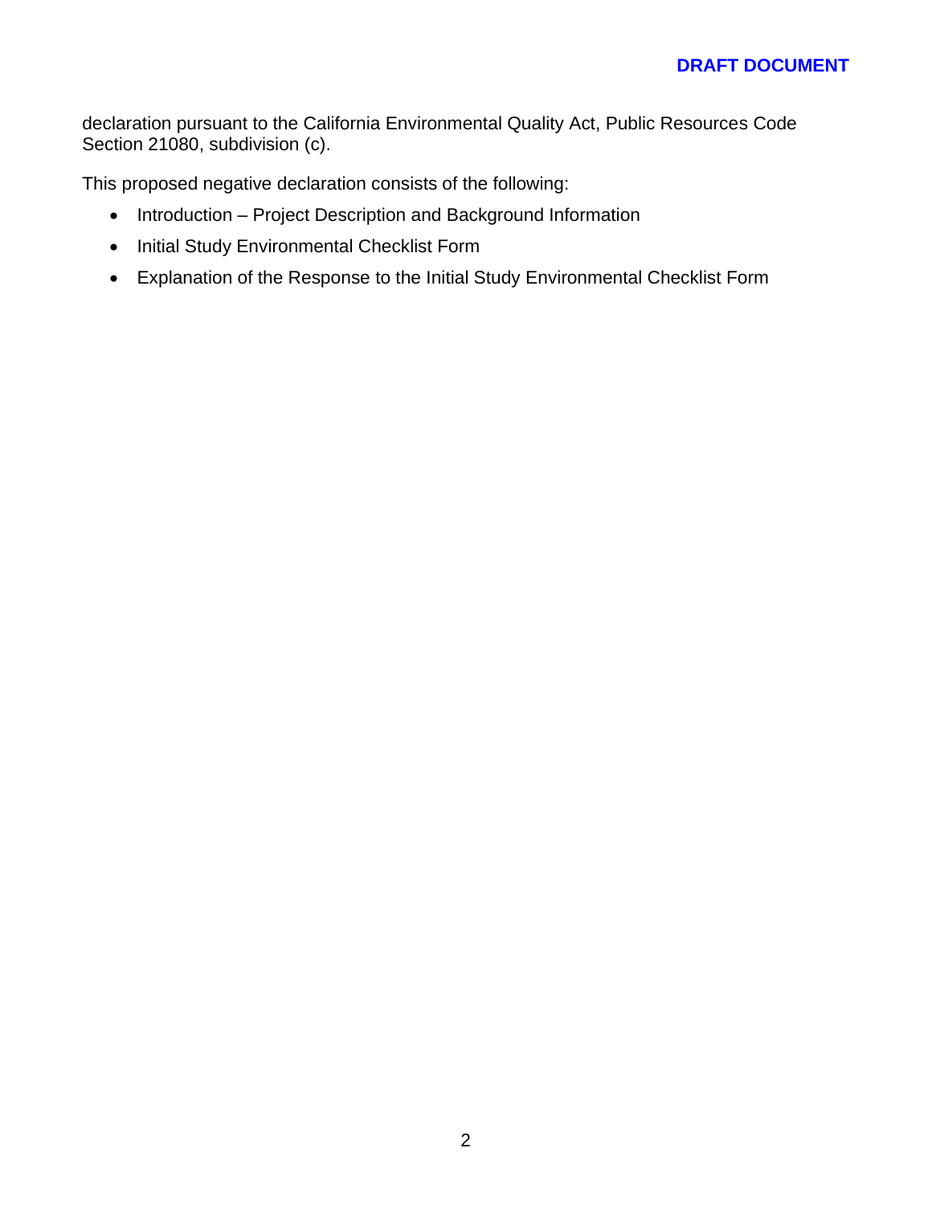declaration pursuant to the California Environmental Quality Act, Public Resources Code Section 21080, subdivision (c).

This proposed negative declaration consists of the following:

- Introduction – Project Description and Background Information
- Initial Study Environmental Checklist Form
- Explanation of the Response to the Initial Study Environmental Checklist Form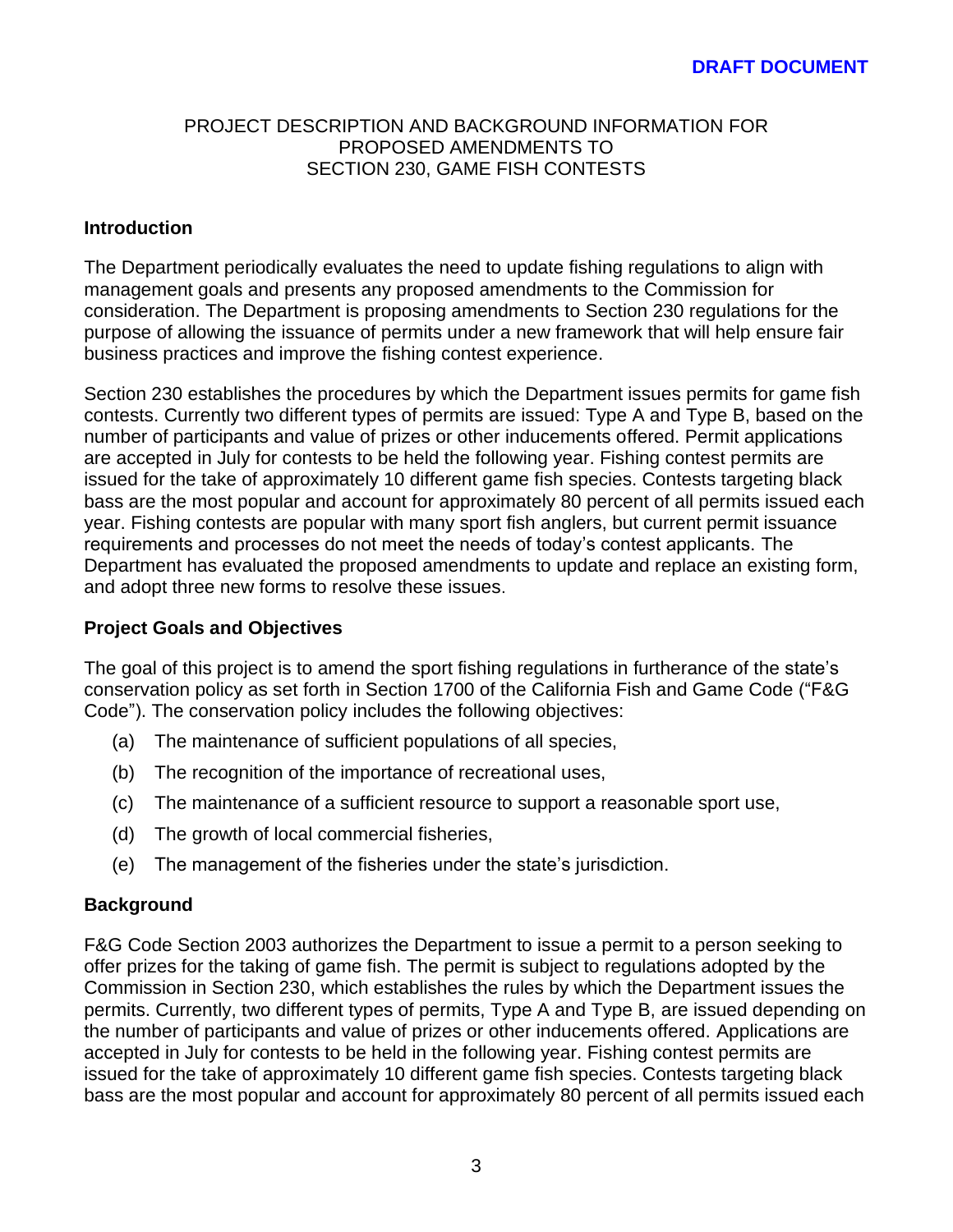**DRAFT DOCUMENT**

PROJECT DESCRIPTION AND BACKGROUND INFORMATION FOR PROPOSED AMENDMENTS TO SECTION 230, GAME FISH CONTESTS

## Introduction

The Department periodically evaluates the need to update fishing regulations to align with management goals and presents any proposed amendments to the Commission for consideration. The Department is proposing amendments to Section 230 regulations for the purpose of allowing the issuance of permits under a new framework that will help ensure fair business practices and improve the fishing contest experience.

Section 230 establishes the procedures by which the Department issues permits for game fish contests. Currently two different types of permits are issued: Type A and Type B, based on the number of participants and value of prizes or other inducements offered. Permit applications are accepted in July for contests to be held the following year. Fishing contest permits are issued for the take of approximately 10 different game fish species. Contests targeting black bass are the most popular and account for approximately 80 percent of all permits issued each year. Fishing contests are popular with many sport fish anglers, but current permit issuance requirements and processes do not meet the needs of today's contest applicants. The Department has evaluated the proposed amendments to update and replace an existing form, and adopt three new forms to resolve these issues.

## Project Goals and Objectives

The goal of this project is to amend the sport fishing regulations in furtherance of the state's conservation policy as set forth in Section 1700 of the California Fish and Game Code ("F&G Code"). The conservation policy includes the following objectives:

(a) The maintenance of sufficient populations of all species,

(b) The recognition of the importance of recreational uses,

(c) The maintenance of a sufficient resource to support a reasonable sport use,

(d) The growth of local commercial fisheries,

(e) The management of the fisheries under the state's jurisdiction.

## Background

F&G Code Section 2003 authorizes the Department to issue a permit to a person seeking to offer prizes for the taking of game fish. The permit is subject to regulations adopted by the Commission in Section 230, which establishes the rules by which the Department issues the permits. Currently, two different types of permits, Type A and Type B, are issued depending on the number of participants and value of prizes or other inducements offered. Applications are accepted in July for contests to be held in the following year. Fishing contest permits are issued for the take of approximately 10 different game fish species. Contests targeting black bass are the most popular and account for approximately 80 percent of all permits issued each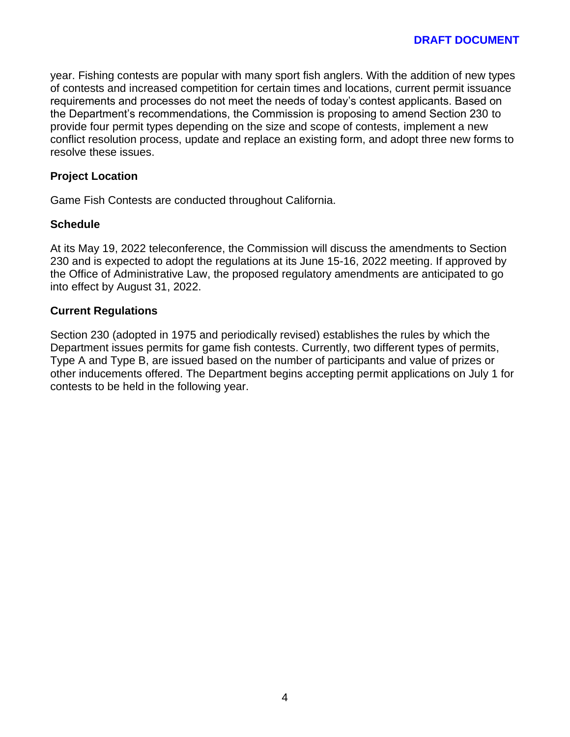year. Fishing contests are popular with many sport fish anglers. With the addition of new types of contests and increased competition for certain times and locations, current permit issuance requirements and processes do not meet the needs of today's contest applicants. Based on the Department's recommendations, the Commission is proposing to amend Section 230 to provide four permit types depending on the size and scope of contests, implement a new conflict resolution process, update and replace an existing form, and adopt three new forms to resolve these issues.

**Project Location**

Game Fish Contests are conducted throughout California.

**Schedule**

At its May 19, 2022 teleconference, the Commission will discuss the amendments to Section 230 and is expected to adopt the regulations at its June 15-16, 2022 meeting. If approved by the Office of Administrative Law, the proposed regulatory amendments are anticipated to go into effect by August 31, 2022.

**Current Regulations**

Section 230 (adopted in 1975 and periodically revised) establishes the rules by which the Department issues permits for game fish contests. Currently, two different types of permits, Type A and Type B, are issued based on the number of participants and value of prizes or other inducements offered. The Department begins accepting permit applications on July 1 for contests to be held in the following year.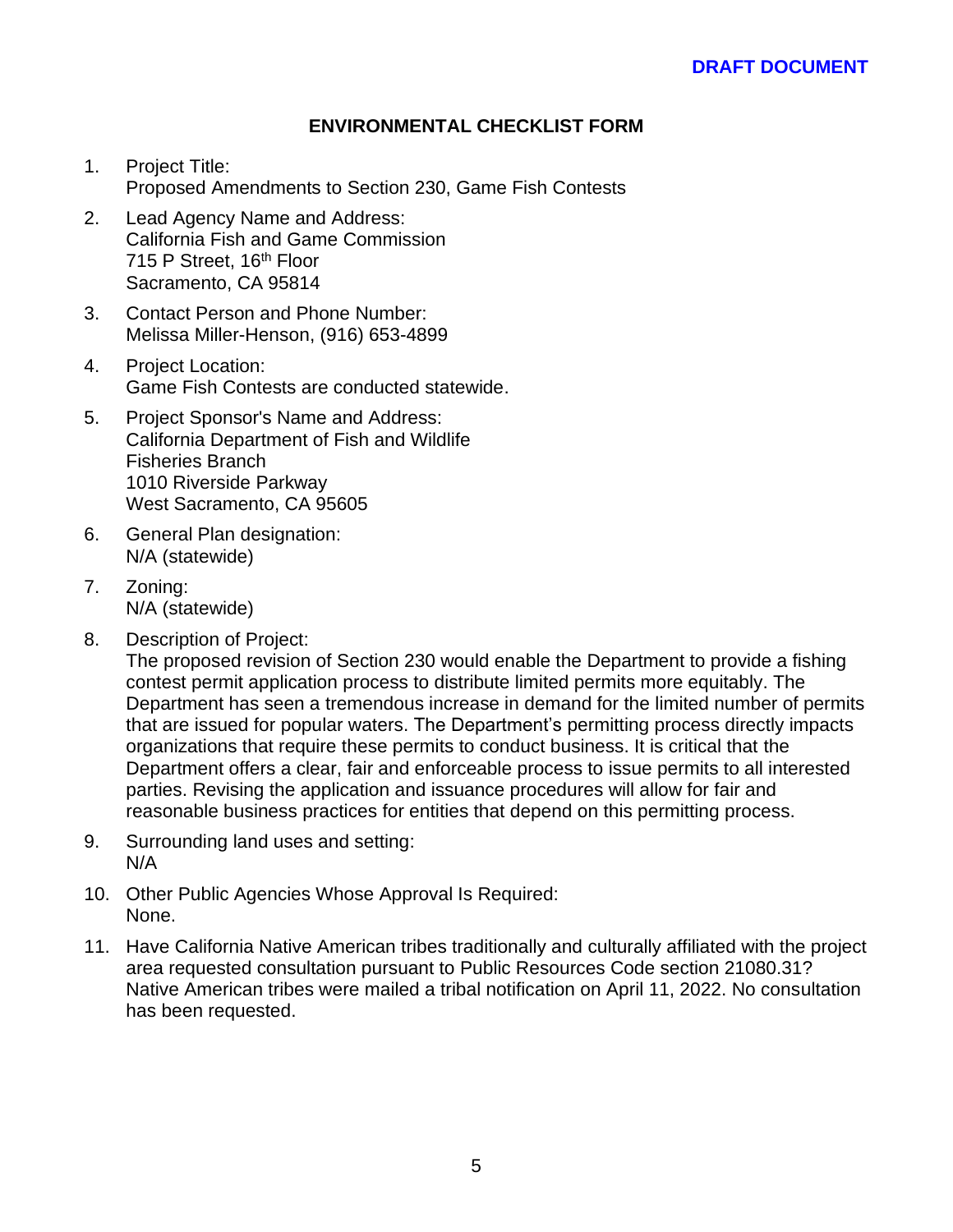**DRAFT DOCUMENT**

## ENVIRONMENTAL CHECKLIST FORM

1. Project Title:
   Proposed Amendments to Section 230, Game Fish Contests

2. Lead Agency Name and Address:
   California Fish and Game Commission
   715 P Street, 16th Floor
   Sacramento, CA 95814

3. Contact Person and Phone Number:
   Melissa Miller-Henson, (916) 653-4899

4. Project Location:
   Game Fish Contests are conducted statewide.

5. Project Sponsor's Name and Address:
   California Department of Fish and Wildlife
   Fisheries Branch
   1010 Riverside Parkway
   West Sacramento, CA 95605

6. General Plan designation:
   N/A (statewide)

7. Zoning:
   N/A (statewide)

8. Description of Project:
   The proposed revision of Section 230 would enable the Department to provide a fishing contest permit application process to distribute limited permits more equitably. The Department has seen a tremendous increase in demand for the limited number of permits that are issued for popular waters. The Department's permitting process directly impacts organizations that require these permits to conduct business. It is critical that the Department offers a clear, fair and enforceable process to issue permits to all interested parties. Revising the application and issuance procedures will allow for fair and reasonable business practices for entities that depend on this permitting process.

9. Surrounding land uses and setting:
   N/A

10. Other Public Agencies Whose Approval Is Required:
    None.

11. Have California Native American tribes traditionally and culturally affiliated with the project area requested consultation pursuant to Public Resources Code section 21080.31?
    Native American tribes were mailed a tribal notification on April 11, 2022. No consultation has been requested.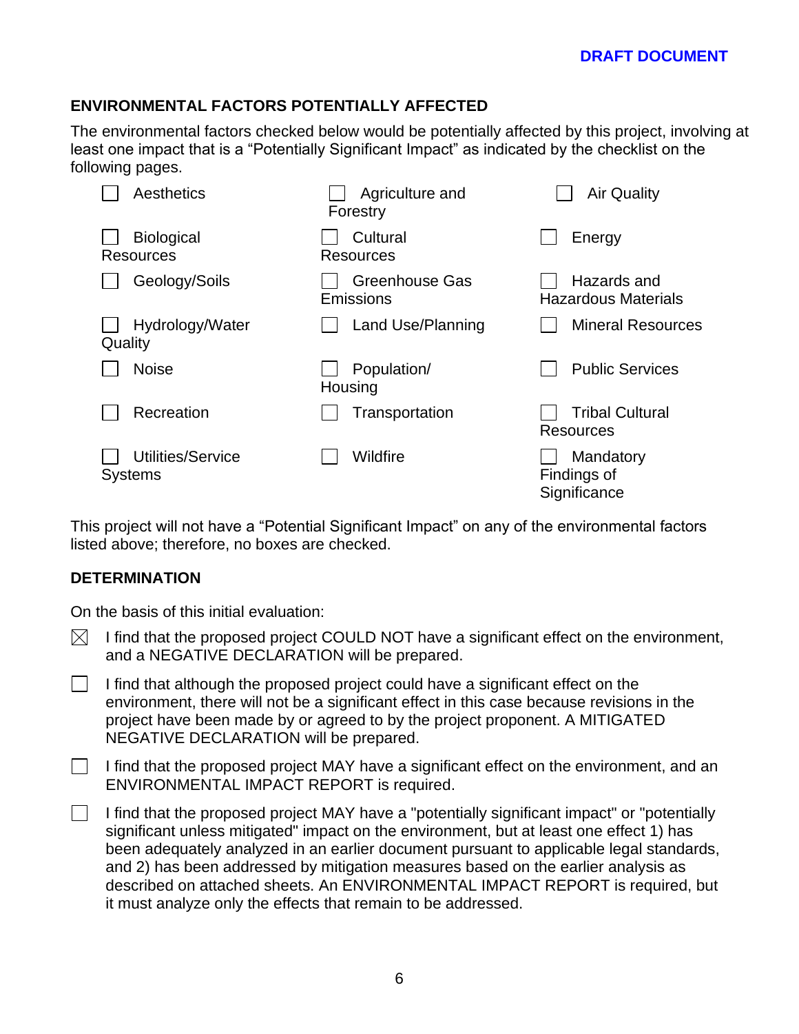**DRAFT DOCUMENT**

## ENVIRONMENTAL FACTORS POTENTIALLY AFFECTED

The environmental factors checked below would be potentially affected by this project, involving at least one impact that is a "Potentially Significant Impact" as indicated by the checklist on the following pages.

| | | |
|---|---|---|
| ☐ Aesthetics | ☐ Agriculture and Forestry | ☐ Air Quality |
| ☐ Biological Resources | ☐ Cultural Resources | ☐ Energy |
| ☐ Geology/Soils | ☐ Greenhouse Gas Emissions | ☐ Hazards and Hazardous Materials |
| ☐ Hydrology/Water Quality | ☐ Land Use/Planning | ☐ Mineral Resources |
| ☐ Noise | ☐ Population/ Housing | ☐ Public Services |
| ☐ Recreation | ☐ Transportation | ☐ Tribal Cultural Resources |
| ☐ Utilities/Service Systems | ☐ Wildfire | ☐ Mandatory Findings of Significance |

This project will not have a "Potential Significant Impact" on any of the environmental factors listed above; therefore, no boxes are checked.

## DETERMINATION

On the basis of this initial evaluation:

☒ I find that the proposed project COULD NOT have a significant effect on the environment, and a NEGATIVE DECLARATION will be prepared.

☐ I find that although the proposed project could have a significant effect on the environment, there will not be a significant effect in this case because revisions in the project have been made by or agreed to by the project proponent. A MITIGATED NEGATIVE DECLARATION will be prepared.

☐ I find that the proposed project MAY have a significant effect on the environment, and an ENVIRONMENTAL IMPACT REPORT is required.

☐ I find that the proposed project MAY have a "potentially significant impact" or "potentially significant unless mitigated" impact on the environment, but at least one effect 1) has been adequately analyzed in an earlier document pursuant to applicable legal standards, and 2) has been addressed by mitigation measures based on the earlier analysis as described on attached sheets. An ENVIRONMENTAL IMPACT REPORT is required, but it must analyze only the effects that remain to be addressed.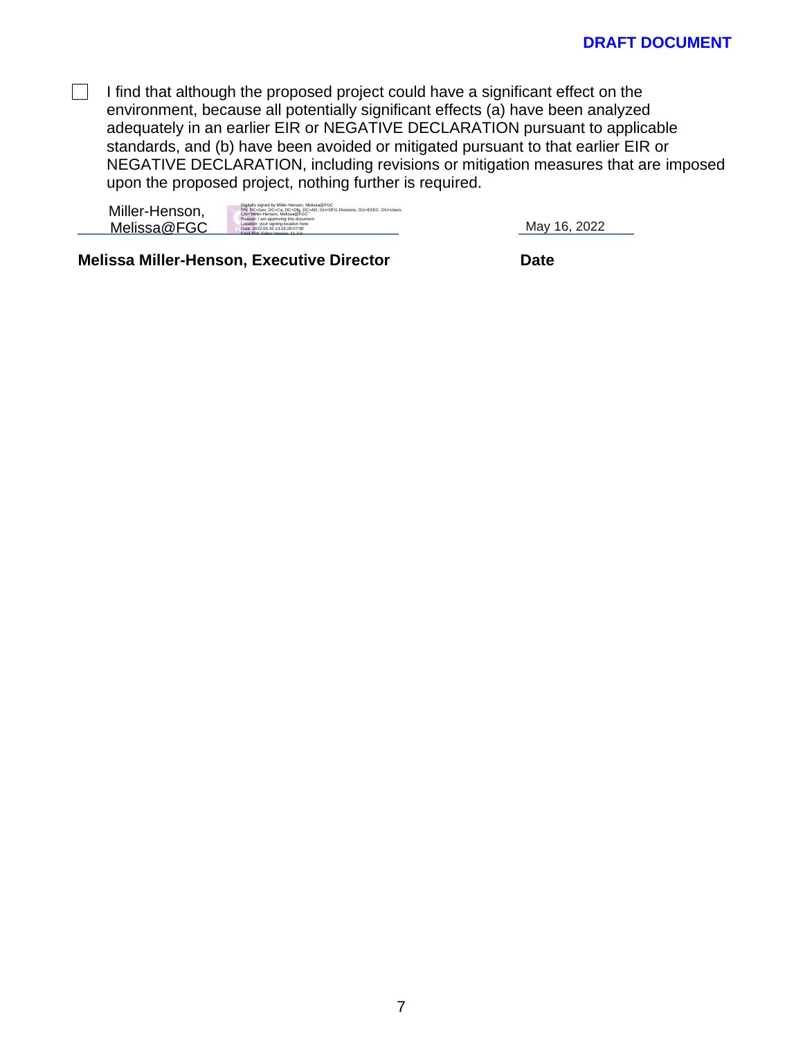**DRAFT DOCUMENT**

☐ I find that although the proposed project could have a significant effect on the environment, because all potentially significant effects (a) have been analyzed adequately in an earlier EIR or NEGATIVE DECLARATION pursuant to applicable standards, and (b) have been avoided or mitigated pursuant to that earlier EIR or NEGATIVE DECLARATION, including revisions or mitigation measures that are imposed upon the proposed project, nothing further is required.

Miller-Henson, Melissa@FGC

Digitally signed by Miller-Henson, Melissa@FGC
DN: DC=Gov, DC=Ca, DC=Dfg, DC=AD, OU=DFG Divisions, OU=EXEC, OU=Users, CN="Miller-Henson, Melissa@FGC"
Reason: I am approving this document
Location: your signing location here
Date: 2022.05.16 13:19:29-07'00'
Foxit PDF Editor Version: 11.2.0

May 16, 2022

**Melissa Miller-Henson, Executive Director** **Date**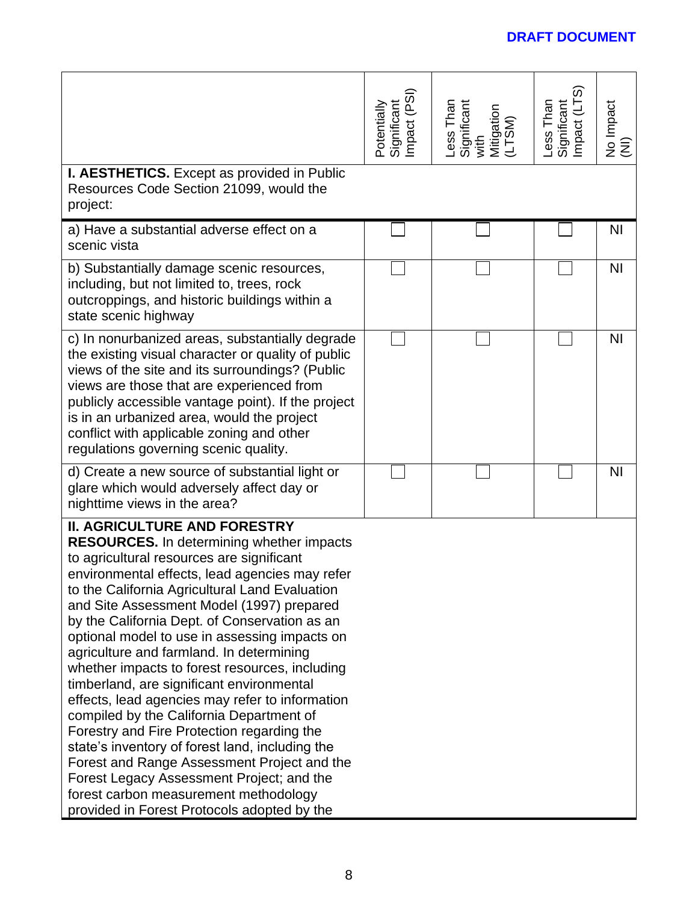**DRAFT DOCUMENT**

| | Potentially Significant Impact (PSI) | Less Than Significant with Mitigation (LTSM) | Less Than Significant Impact (LTS) | No Impact (NI) |
|---|---|---|---|---|
| **I. AESTHETICS.** Except as provided in Public Resources Code Section 21099, would the project: | | | | |
| a) Have a substantial adverse effect on a scenic vista | ☐ | ☐ | ☐ | NI |
| b) Substantially damage scenic resources, including, but not limited to, trees, rock outcroppings, and historic buildings within a state scenic highway | ☐ | ☐ | ☐ | NI |
| c) In nonurbanized areas, substantially degrade the existing visual character or quality of public views of the site and its surroundings? (Public views are those that are experienced from publicly accessible vantage point). If the project is in an urbanized area, would the project conflict with applicable zoning and other regulations governing scenic quality. | ☐ | ☐ | ☐ | NI |
| d) Create a new source of substantial light or glare which would adversely affect day or nighttime views in the area? | ☐ | ☐ | ☐ | NI |
| **II. AGRICULTURE AND FORESTRY RESOURCES.** In determining whether impacts to agricultural resources are significant environmental effects, lead agencies may refer to the California Agricultural Land Evaluation and Site Assessment Model (1997) prepared by the California Dept. of Conservation as an optional model to use in assessing impacts on agriculture and farmland. In determining whether impacts to forest resources, including timberland, are significant environmental effects, lead agencies may refer to information compiled by the California Department of Forestry and Fire Protection regarding the state's inventory of forest land, including the Forest and Range Assessment Project and the Forest Legacy Assessment Project; and the forest carbon measurement methodology provided in Forest Protocols adopted by the | | | | |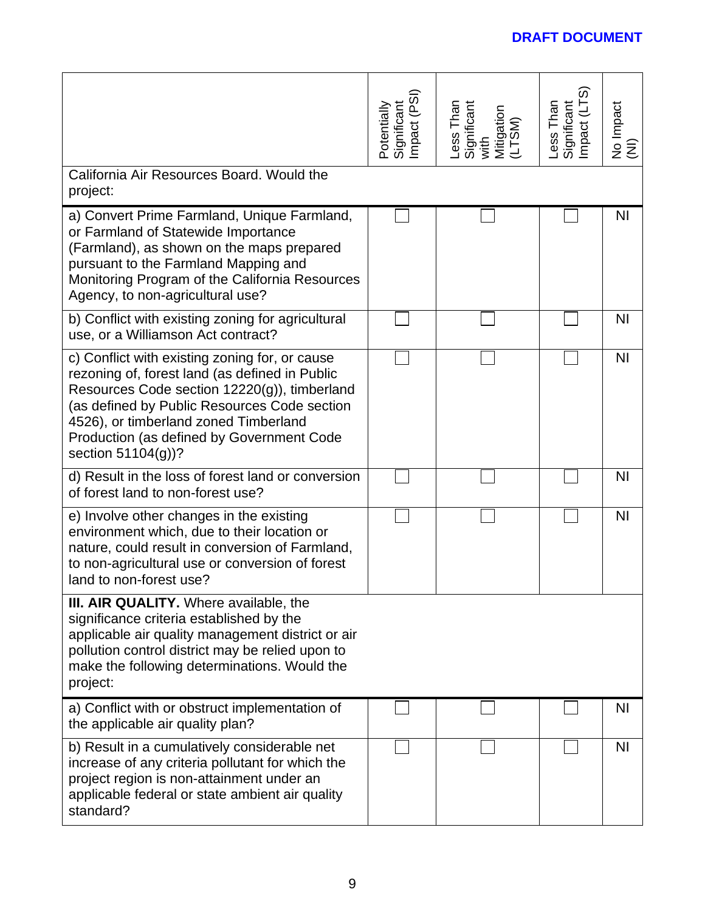| | Potentially Significant Impact (PSI) | Less Than Significant with Mitigation (LTSM) | Less Than Significant Impact (LTS) | No Impact (NI) |
|---|---|---|---|---|
| California Air Resources Board. Would the project: | | | | |
| a) Convert Prime Farmland, Unique Farmland, or Farmland of Statewide Importance (Farmland), as shown on the maps prepared pursuant to the Farmland Mapping and Monitoring Program of the California Resources Agency, to non-agricultural use? | ☐ | ☐ | ☐ | NI |
| b) Conflict with existing zoning for agricultural use, or a Williamson Act contract? | ☐ | ☐ | ☐ | NI |
| c) Conflict with existing zoning for, or cause rezoning of, forest land (as defined in Public Resources Code section 12220(g)), timberland (as defined by Public Resources Code section 4526), or timberland zoned Timberland Production (as defined by Government Code section 51104(g))? | ☐ | ☐ | ☐ | NI |
| d) Result in the loss of forest land or conversion of forest land to non-forest use? | ☐ | ☐ | ☐ | NI |
| e) Involve other changes in the existing environment which, due to their location or nature, could result in conversion of Farmland, to non-agricultural use or conversion of forest land to non-forest use? | ☐ | ☐ | ☐ | NI |
| **III. AIR QUALITY.** Where available, the significance criteria established by the applicable air quality management district or air pollution control district may be relied upon to make the following determinations. Would the project: | | | | |
| a) Conflict with or obstruct implementation of the applicable air quality plan? | ☐ | ☐ | ☐ | NI |
| b) Result in a cumulatively considerable net increase of any criteria pollutant for which the project region is non-attainment under an applicable federal or state ambient air quality standard? | ☐ | ☐ | ☐ | NI |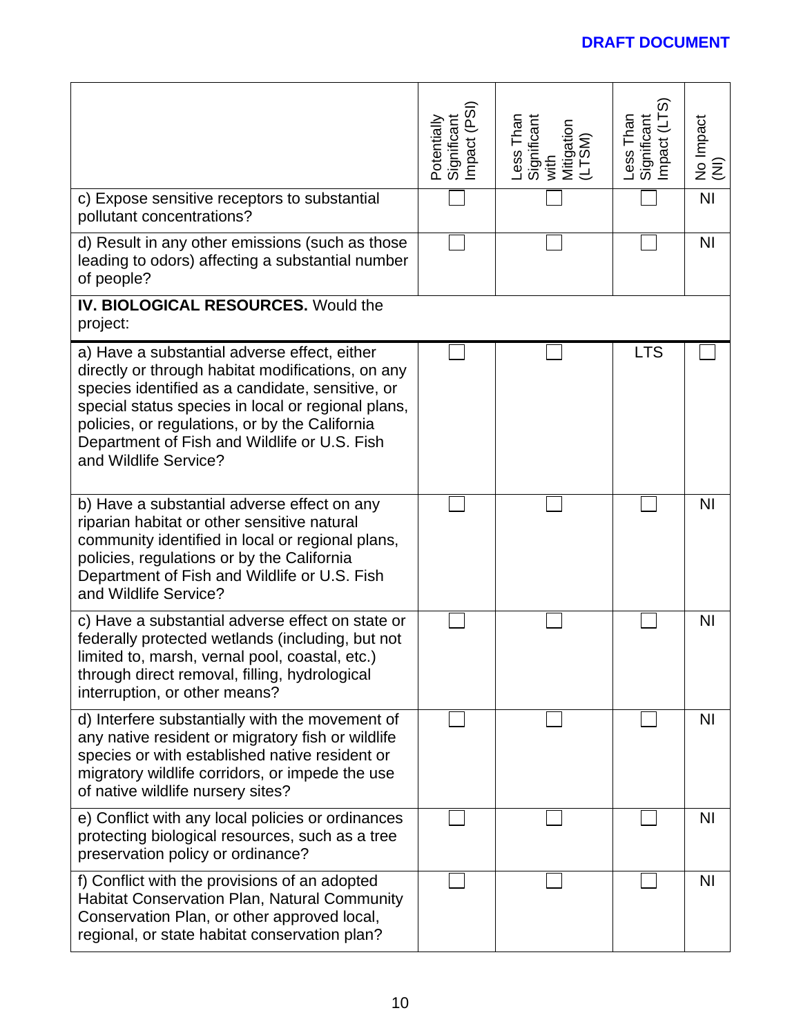**DRAFT DOCUMENT**

| | Potentially Significant Impact (PSI) | Less Than Significant with Mitigation (LTSM) | Less Than Significant Impact (LTS) | No Impact (NI) |
|---|---|---|---|---|
| c) Expose sensitive receptors to substantial pollutant concentrations? | | | | NI |
| d) Result in any other emissions (such as those leading to odors) affecting a substantial number of people? | | | | NI |
| **IV. BIOLOGICAL RESOURCES.** Would the project: | | | | |
| a) Have a substantial adverse effect, either directly or through habitat modifications, on any species identified as a candidate, sensitive, or special status species in local or regional plans, policies, or regulations, or by the California Department of Fish and Wildlife or U.S. Fish and Wildlife Service? | | | LTS | |
| b) Have a substantial adverse effect on any riparian habitat or other sensitive natural community identified in local or regional plans, policies, regulations or by the California Department of Fish and Wildlife or U.S. Fish and Wildlife Service? | | | | NI |
| c) Have a substantial adverse effect on state or federally protected wetlands (including, but not limited to, marsh, vernal pool, coastal, etc.) through direct removal, filling, hydrological interruption, or other means? | | | | NI |
| d) Interfere substantially with the movement of any native resident or migratory fish or wildlife species or with established native resident or migratory wildlife corridors, or impede the use of native wildlife nursery sites? | | | | NI |
| e) Conflict with any local policies or ordinances protecting biological resources, such as a tree preservation policy or ordinance? | | | | NI |
| f) Conflict with the provisions of an adopted Habitat Conservation Plan, Natural Community Conservation Plan, or other approved local, regional, or state habitat conservation plan? | | | | NI |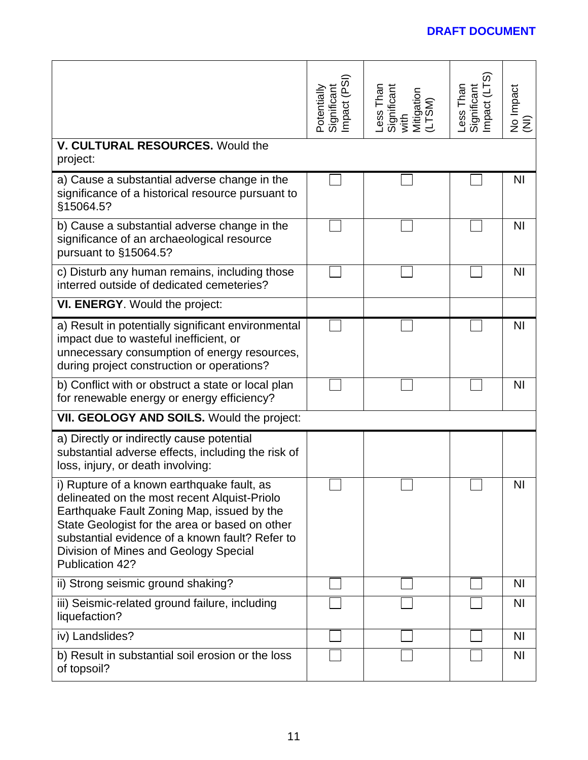**DRAFT DOCUMENT**

| | Potentially Significant Impact (PSI) | Less Than Significant with Mitigation (LTSM) | Less Than Significant Impact (LTS) | No Impact (NI) |
|---|---|---|---|---|
| **V. CULTURAL RESOURCES.** Would the project: | | | | |
| a) Cause a substantial adverse change in the significance of a historical resource pursuant to §15064.5? | ☐ | ☐ | ☐ | NI |
| b) Cause a substantial adverse change in the significance of an archaeological resource pursuant to §15064.5? | ☐ | ☐ | ☐ | NI |
| c) Disturb any human remains, including those interred outside of dedicated cemeteries? | ☐ | ☐ | ☐ | NI |
| **VI. ENERGY**. Would the project: | | | | |
| a) Result in potentially significant environmental impact due to wasteful inefficient, or unnecessary consumption of energy resources, during project construction or operations? | ☐ | ☐ | ☐ | NI |
| b) Conflict with or obstruct a state or local plan for renewable energy or energy efficiency? | ☐ | ☐ | ☐ | NI |
| **VII. GEOLOGY AND SOILS.** Would the project: | | | | |
| a) Directly or indirectly cause potential substantial adverse effects, including the risk of loss, injury, or death involving: | | | | |
| i) Rupture of a known earthquake fault, as delineated on the most recent Alquist-Priolo Earthquake Fault Zoning Map, issued by the State Geologist for the area or based on other substantial evidence of a known fault? Refer to Division of Mines and Geology Special Publication 42? | ☐ | ☐ | ☐ | NI |
| ii) Strong seismic ground shaking? | ☐ | ☐ | ☐ | NI |
| iii) Seismic-related ground failure, including liquefaction? | ☐ | ☐ | ☐ | NI |
| iv) Landslides? | ☐ | ☐ | ☐ | NI |
| b) Result in substantial soil erosion or the loss of topsoil? | ☐ | ☐ | ☐ | NI |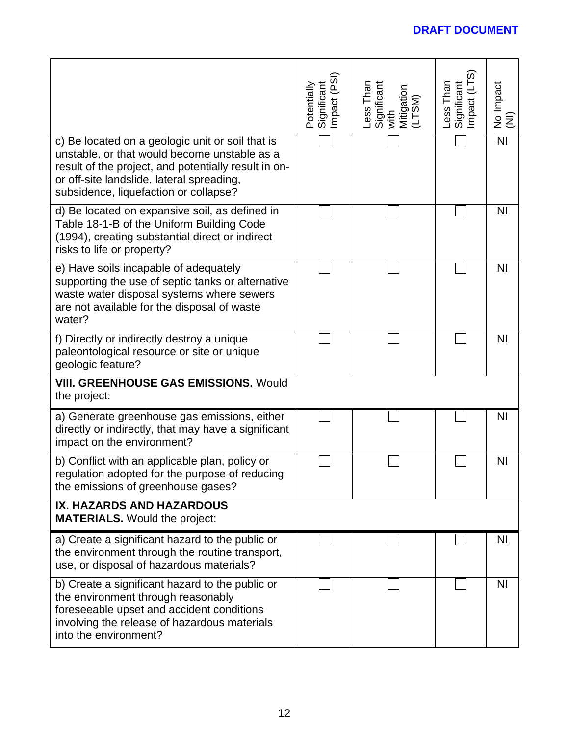**DRAFT DOCUMENT**

| | Potentially Significant Impact (PSI) | Less Than Significant with Mitigation (LTSM) | Less Than Significant Impact (LTS) | No Impact (NI) |
|---|---|---|---|---|
| c) Be located on a geologic unit or soil that is unstable, or that would become unstable as a result of the project, and potentially result in on- or off-site landslide, lateral spreading, subsidence, liquefaction or collapse? | ☐ | ☐ | ☐ | NI |
| d) Be located on expansive soil, as defined in Table 18-1-B of the Uniform Building Code (1994), creating substantial direct or indirect risks to life or property? | ☐ | ☐ | ☐ | NI |
| e) Have soils incapable of adequately supporting the use of septic tanks or alternative waste water disposal systems where sewers are not available for the disposal of waste water? | ☐ | ☐ | ☐ | NI |
| f) Directly or indirectly destroy a unique paleontological resource or site or unique geologic feature? | ☐ | ☐ | ☐ | NI |
| **VIII. GREENHOUSE GAS EMISSIONS.** Would the project: | | | | |
| a) Generate greenhouse gas emissions, either directly or indirectly, that may have a significant impact on the environment? | ☐ | ☐ | ☐ | NI |
| b) Conflict with an applicable plan, policy or regulation adopted for the purpose of reducing the emissions of greenhouse gases? | ☐ | ☐ | ☐ | NI |
| **IX. HAZARDS AND HAZARDOUS MATERIALS.** Would the project: | | | | |
| a) Create a significant hazard to the public or the environment through the routine transport, use, or disposal of hazardous materials? | ☐ | ☐ | ☐ | NI |
| b) Create a significant hazard to the public or the environment through reasonably foreseeable upset and accident conditions involving the release of hazardous materials into the environment? | ☐ | ☐ | ☐ | NI |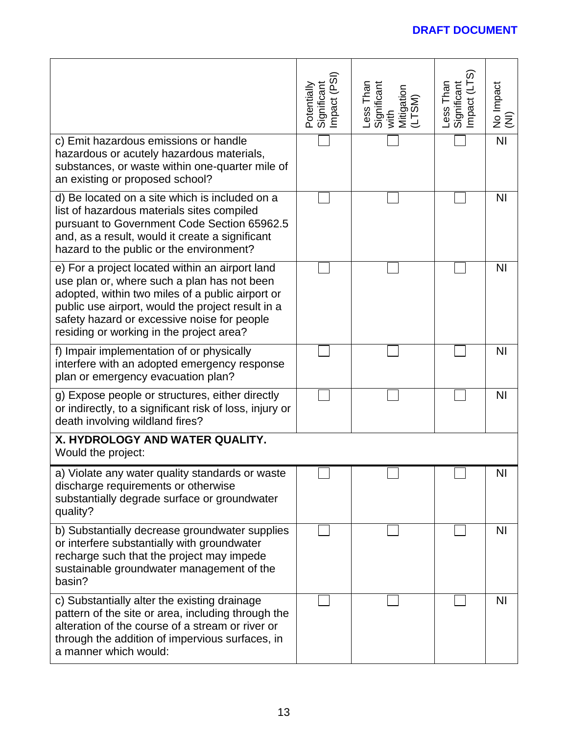**DRAFT DOCUMENT**

| | Potentially Significant Impact (PSI) | Less Than Significant with Mitigation (LTSM) | Less Than Significant Impact (LTS) | No Impact (NI) |
|---|---|---|---|---|
| c) Emit hazardous emissions or handle hazardous or acutely hazardous materials, substances, or waste within one-quarter mile of an existing or proposed school? | ☐ | ☐ | ☐ | NI |
| d) Be located on a site which is included on a list of hazardous materials sites compiled pursuant to Government Code Section 65962.5 and, as a result, would it create a significant hazard to the public or the environment? | ☐ | ☐ | ☐ | NI |
| e) For a project located within an airport land use plan or, where such a plan has not been adopted, within two miles of a public airport or public use airport, would the project result in a safety hazard or excessive noise for people residing or working in the project area? | ☐ | ☐ | ☐ | NI |
| f) Impair implementation of or physically interfere with an adopted emergency response plan or emergency evacuation plan? | ☐ | ☐ | ☐ | NI |
| g) Expose people or structures, either directly or indirectly, to a significant risk of loss, injury or death involving wildland fires? | ☐ | ☐ | ☐ | NI |
| **X. HYDROLOGY AND WATER QUALITY.** Would the project: | | | | |
| a) Violate any water quality standards or waste discharge requirements or otherwise substantially degrade surface or groundwater quality? | ☐ | ☐ | ☐ | NI |
| b) Substantially decrease groundwater supplies or interfere substantially with groundwater recharge such that the project may impede sustainable groundwater management of the basin? | ☐ | ☐ | ☐ | NI |
| c) Substantially alter the existing drainage pattern of the site or area, including through the alteration of the course of a stream or river or through the addition of impervious surfaces, in a manner which would: | ☐ | ☐ | ☐ | NI |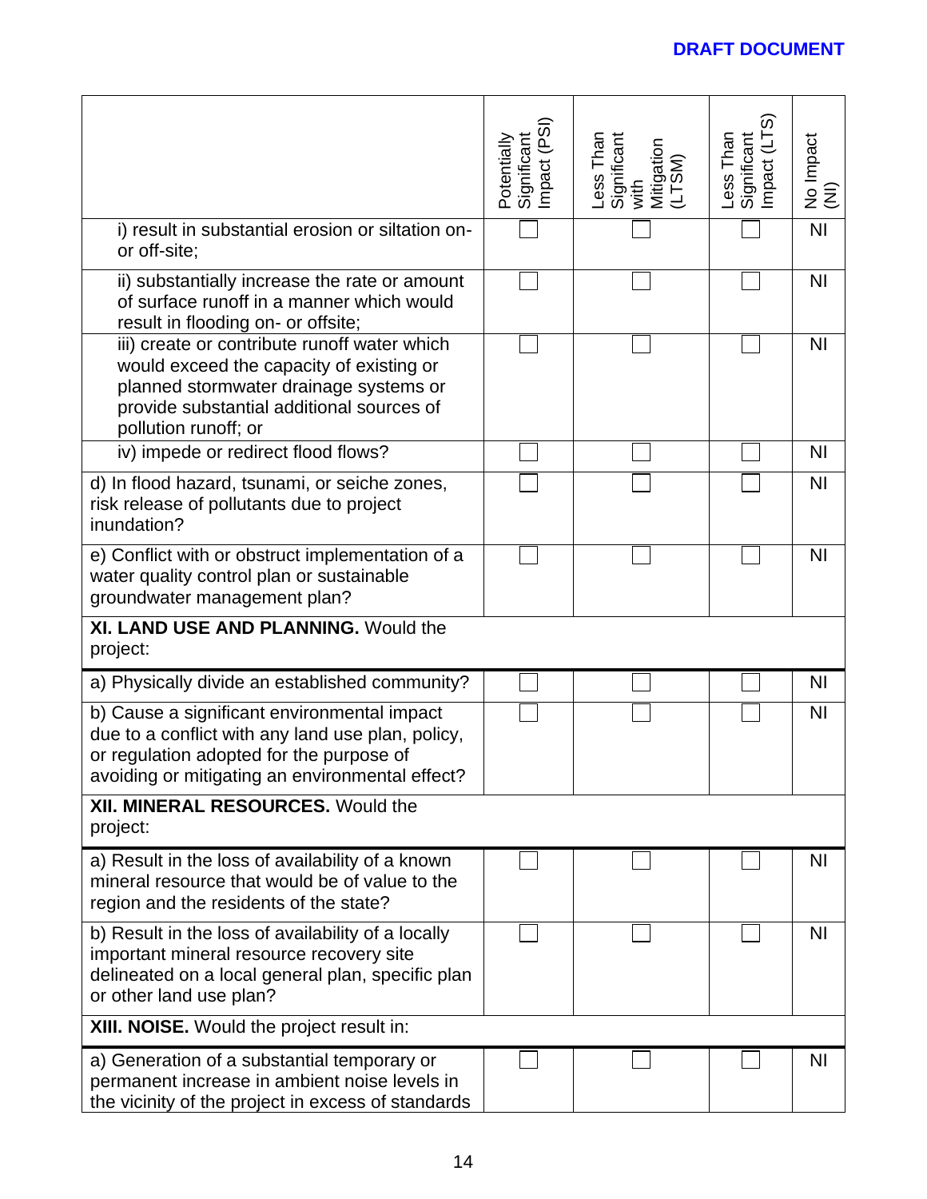**DRAFT DOCUMENT**

| | Potentially Significant Impact (PSI) | Less Than Significant with Mitigation (LTSM) | Less Than Significant Impact (LTS) | No Impact (NI) |
|---|---|---|---|---|
| i) result in substantial erosion or siltation on- or off-site; | ☐ | ☐ | ☐ | NI |
| ii) substantially increase the rate or amount of surface runoff in a manner which would result in flooding on- or offsite; | ☐ | ☐ | ☐ | NI |
| iii) create or contribute runoff water which would exceed the capacity of existing or planned stormwater drainage systems or provide substantial additional sources of pollution runoff; or | ☐ | ☐ | ☐ | NI |
| iv) impede or redirect flood flows? | ☐ | ☐ | ☐ | NI |
| d) In flood hazard, tsunami, or seiche zones, risk release of pollutants due to project inundation? | ☐ | ☐ | ☐ | NI |
| e) Conflict with or obstruct implementation of a water quality control plan or sustainable groundwater management plan? | ☐ | ☐ | ☐ | NI |
| **XI. LAND USE AND PLANNING.** Would the project: | | | | |
| a) Physically divide an established community? | ☐ | ☐ | ☐ | NI |
| b) Cause a significant environmental impact due to a conflict with any land use plan, policy, or regulation adopted for the purpose of avoiding or mitigating an environmental effect? | ☐ | ☐ | ☐ | NI |
| **XII. MINERAL RESOURCES.** Would the project: | | | | |
| a) Result in the loss of availability of a known mineral resource that would be of value to the region and the residents of the state? | ☐ | ☐ | ☐ | NI |
| b) Result in the loss of availability of a locally important mineral resource recovery site delineated on a local general plan, specific plan or other land use plan? | ☐ | ☐ | ☐ | NI |
| **XIII. NOISE.** Would the project result in: | | | | |
| a) Generation of a substantial temporary or permanent increase in ambient noise levels in the vicinity of the project in excess of standards | ☐ | ☐ | ☐ | NI |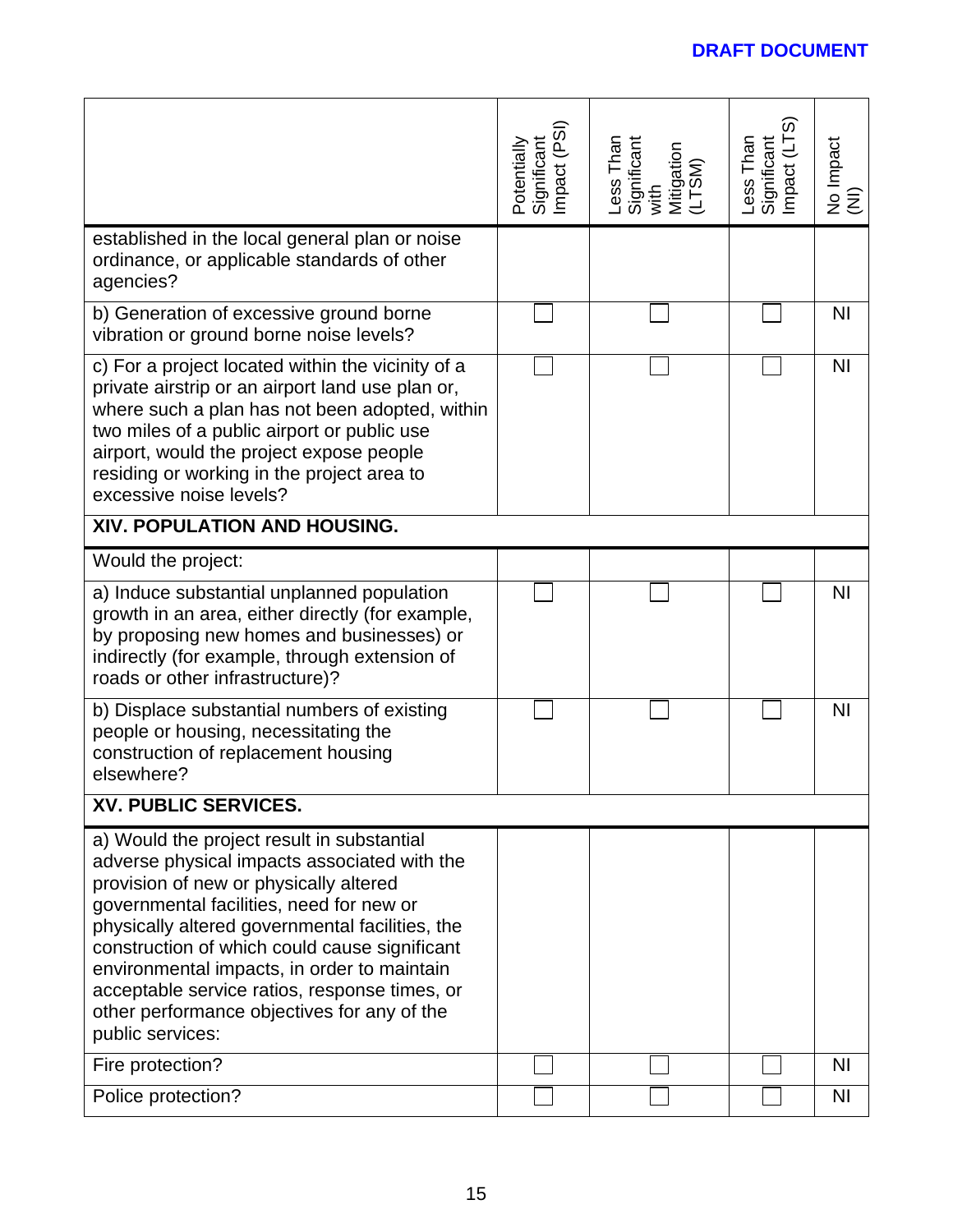**DRAFT DOCUMENT**

| | Potentially Significant Impact (PSI) | Less Than Significant with Mitigation (LTSM) | Less Than Significant Impact (LTS) | No Impact (NI) |
|---|---|---|---|---|
| established in the local general plan or noise ordinance, or applicable standards of other agencies? | | | | |
| b) Generation of excessive ground borne vibration or ground borne noise levels? | ☐ | ☐ | ☐ | NI |
| c) For a project located within the vicinity of a private airstrip or an airport land use plan or, where such a plan has not been adopted, within two miles of a public airport or public use airport, would the project expose people residing or working in the project area to excessive noise levels? | ☐ | ☐ | ☐ | NI |
| **XIV. POPULATION AND HOUSING.** | | | | |
| Would the project: | | | | |
| a) Induce substantial unplanned population growth in an area, either directly (for example, by proposing new homes and businesses) or indirectly (for example, through extension of roads or other infrastructure)? | ☐ | ☐ | ☐ | NI |
| b) Displace substantial numbers of existing people or housing, necessitating the construction of replacement housing elsewhere? | ☐ | ☐ | ☐ | NI |
| **XV. PUBLIC SERVICES.** | | | | |
| a) Would the project result in substantial adverse physical impacts associated with the provision of new or physically altered governmental facilities, need for new or physically altered governmental facilities, the construction of which could cause significant environmental impacts, in order to maintain acceptable service ratios, response times, or other performance objectives for any of the public services: | | | | |
| Fire protection? | ☐ | ☐ | ☐ | NI |
| Police protection? | ☐ | ☐ | ☐ | NI |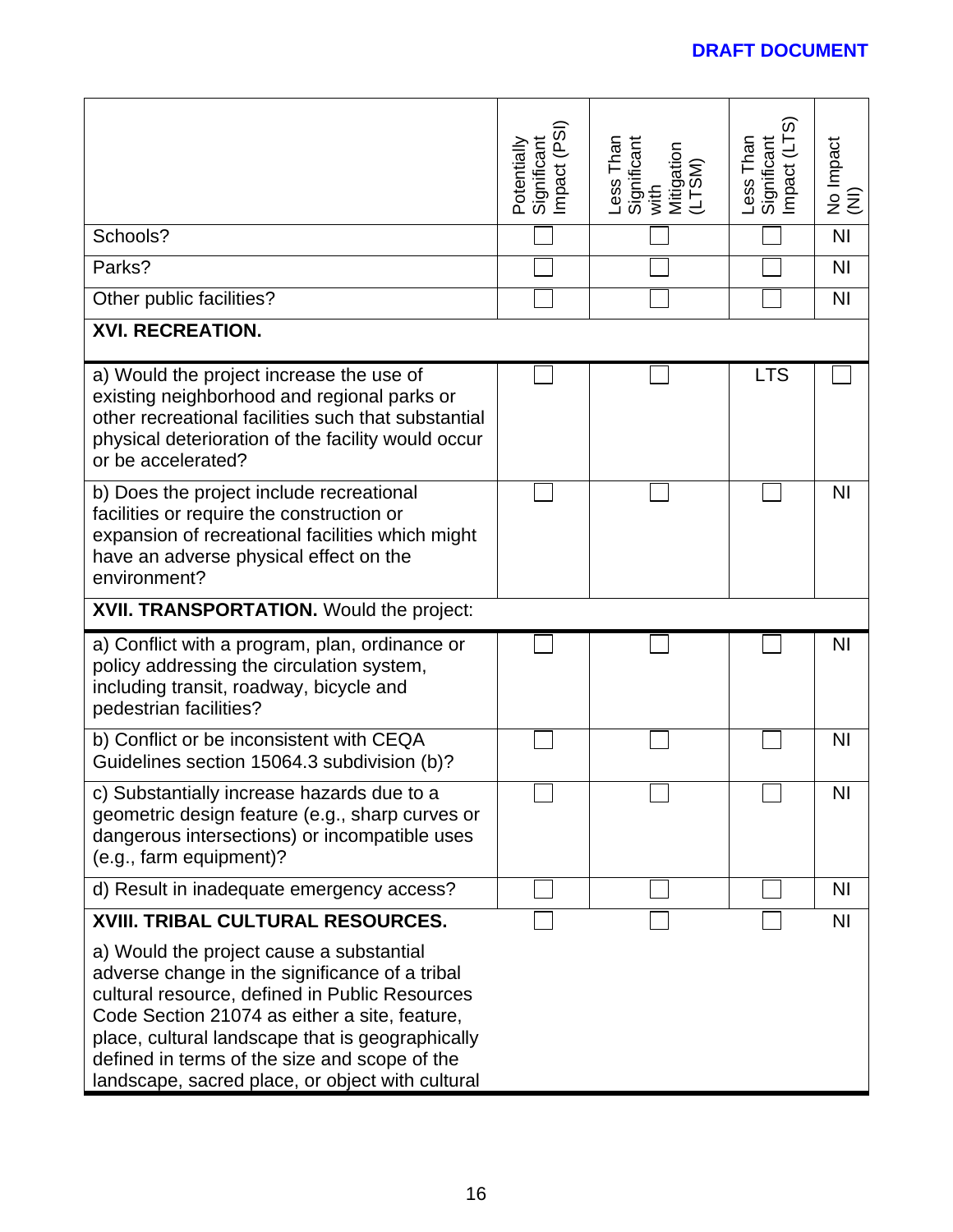| | Potentially Significant Impact (PSI) | Less Than Significant with Mitigation (LTSM) | Less Than Significant Impact (LTS) | No Impact (NI) |
|---|---|---|---|---|
| Schools? | ☐ | ☐ | ☐ | NI |
| Parks? | ☐ | ☐ | ☐ | NI |
| Other public facilities? | ☐ | ☐ | ☐ | NI |
| **XVI. RECREATION.** | | | | |
| a) Would the project increase the use of existing neighborhood and regional parks or other recreational facilities such that substantial physical deterioration of the facility would occur or be accelerated? | ☐ | ☐ | LTS | ☐ |
| b) Does the project include recreational facilities or require the construction or expansion of recreational facilities which might have an adverse physical effect on the environment? | ☐ | ☐ | ☐ | NI |
| **XVII. TRANSPORTATION.** Would the project: | | | | |
| a) Conflict with a program, plan, ordinance or policy addressing the circulation system, including transit, roadway, bicycle and pedestrian facilities? | ☐ | ☐ | ☐ | NI |
| b) Conflict or be inconsistent with CEQA Guidelines section 15064.3 subdivision (b)? | ☐ | ☐ | ☐ | NI |
| c) Substantially increase hazards due to a geometric design feature (e.g., sharp curves or dangerous intersections) or incompatible uses (e.g., farm equipment)? | ☐ | ☐ | ☐ | NI |
| d) Result in inadequate emergency access? | ☐ | ☐ | ☐ | NI |
| **XVIII. TRIBAL CULTURAL RESOURCES.** a) Would the project cause a substantial adverse change in the significance of a tribal cultural resource, defined in Public Resources Code Section 21074 as either a site, feature, place, cultural landscape that is geographically defined in terms of the size and scope of the landscape, sacred place, or object with cultural | ☐ | ☐ | ☐ | NI |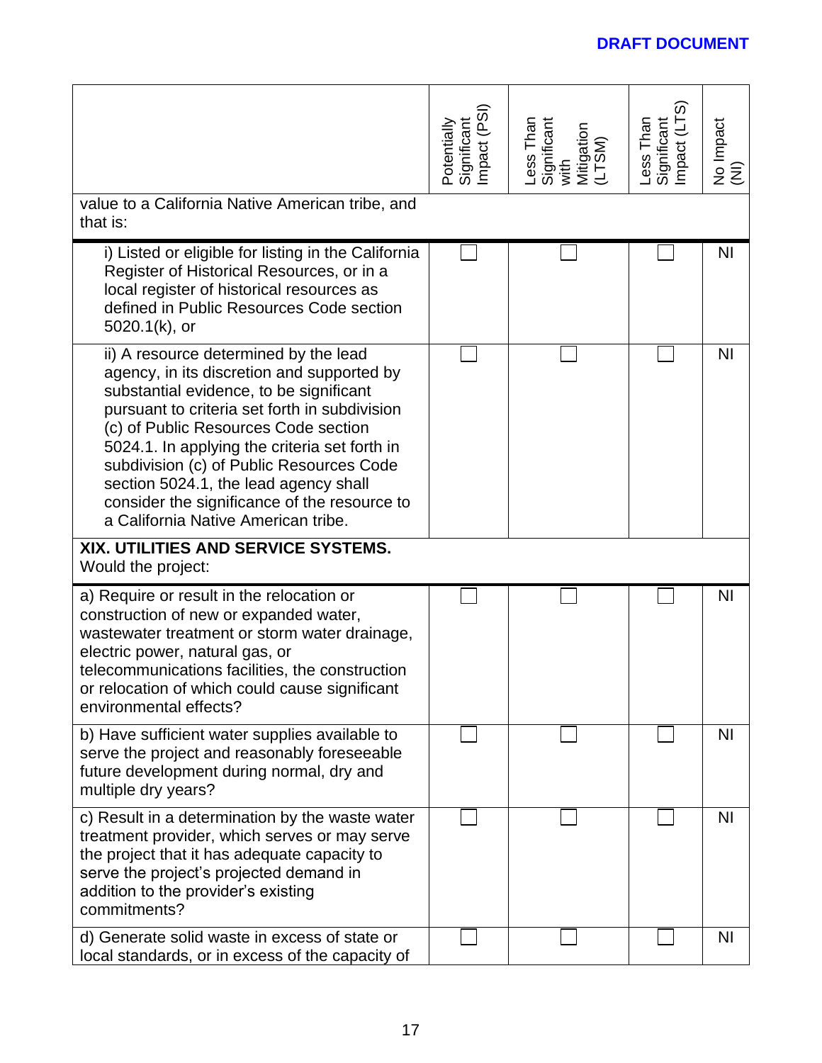DRAFT DOCUMENT

| | Potentially Significant Impact (PSI) | Less Than Significant with Mitigation (LTSM) | Less Than Significant Impact (LTS) | No Impact (NI) |
|---|---|---|---|---|
| value to a California Native American tribe, and that is: | | | | |
| i) Listed or eligible for listing in the California Register of Historical Resources, or in a local register of historical resources as defined in Public Resources Code section 5020.1(k), or | ☐ | ☐ | ☐ | NI |
| ii) A resource determined by the lead agency, in its discretion and supported by substantial evidence, to be significant pursuant to criteria set forth in subdivision (c) of Public Resources Code section 5024.1. In applying the criteria set forth in subdivision (c) of Public Resources Code section 5024.1, the lead agency shall consider the significance of the resource to a California Native American tribe. | ☐ | ☐ | ☐ | NI |
| **XIX. UTILITIES AND SERVICE SYSTEMS.** Would the project: | | | | |
| a) Require or result in the relocation or construction of new or expanded water, wastewater treatment or storm water drainage, electric power, natural gas, or telecommunications facilities, the construction or relocation of which could cause significant environmental effects? | ☐ | ☐ | ☐ | NI |
| b) Have sufficient water supplies available to serve the project and reasonably foreseeable future development during normal, dry and multiple dry years? | ☐ | ☐ | ☐ | NI |
| c) Result in a determination by the waste water treatment provider, which serves or may serve the project that it has adequate capacity to serve the project's projected demand in addition to the provider's existing commitments? | ☐ | ☐ | ☐ | NI |
| d) Generate solid waste in excess of state or local standards, or in excess of the capacity of | ☐ | ☐ | ☐ | NI |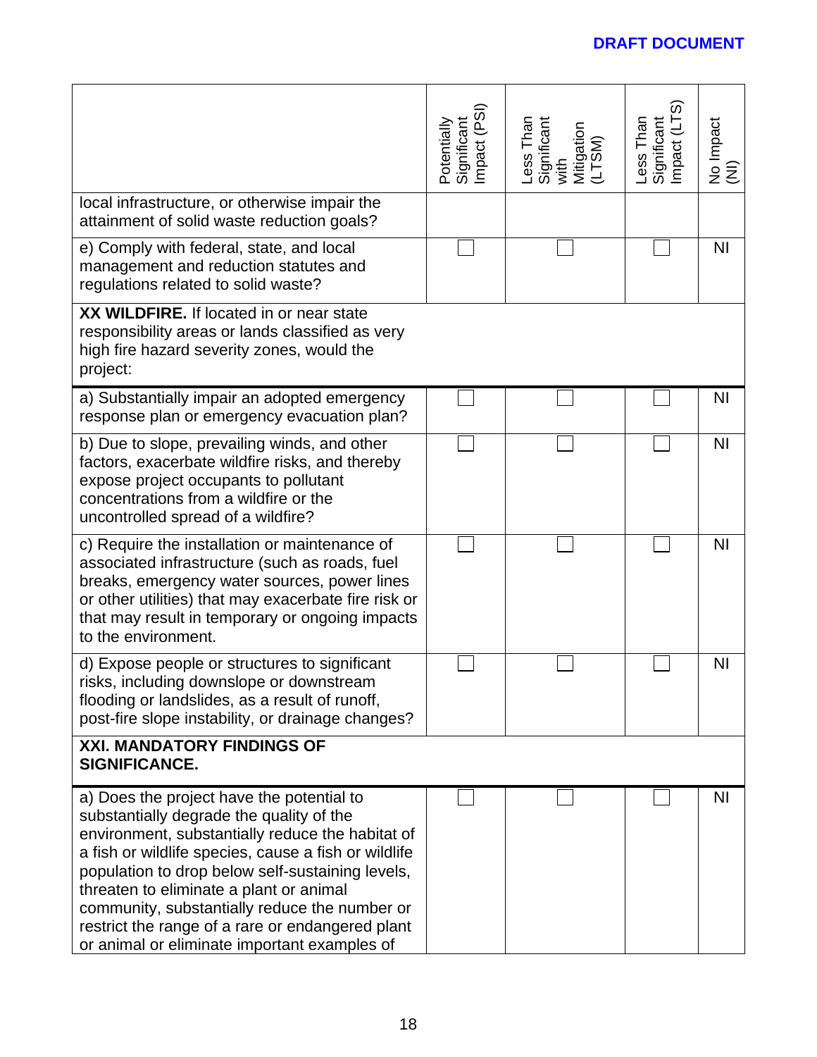**DRAFT DOCUMENT**

| | Potentially Significant Impact (PSI) | Less Than Significant with Mitigation (LTSM) | Less Than Significant Impact (LTS) | No Impact (NI) |
|---|---|---|---|---|
| local infrastructure, or otherwise impair the attainment of solid waste reduction goals? | | | | |
| e) Comply with federal, state, and local management and reduction statutes and regulations related to solid waste? | ☐ | ☐ | ☐ | NI |
| **XX WILDFIRE.** If located in or near state responsibility areas or lands classified as very high fire hazard severity zones, would the project: | | | | |
| a) Substantially impair an adopted emergency response plan or emergency evacuation plan? | ☐ | ☐ | ☐ | NI |
| b) Due to slope, prevailing winds, and other factors, exacerbate wildfire risks, and thereby expose project occupants to pollutant concentrations from a wildfire or the uncontrolled spread of a wildfire? | ☐ | ☐ | ☐ | NI |
| c) Require the installation or maintenance of associated infrastructure (such as roads, fuel breaks, emergency water sources, power lines or other utilities) that may exacerbate fire risk or that may result in temporary or ongoing impacts to the environment. | ☐ | ☐ | ☐ | NI |
| d) Expose people or structures to significant risks, including downslope or downstream flooding or landslides, as a result of runoff, post-fire slope instability, or drainage changes? | ☐ | ☐ | ☐ | NI |
| **XXI. MANDATORY FINDINGS OF SIGNIFICANCE.** | | | | |
| a) Does the project have the potential to substantially degrade the quality of the environment, substantially reduce the habitat of a fish or wildlife species, cause a fish or wildlife population to drop below self-sustaining levels, threaten to eliminate a plant or animal community, substantially reduce the number or restrict the range of a rare or endangered plant or animal or eliminate important examples of | ☐ | ☐ | ☐ | NI |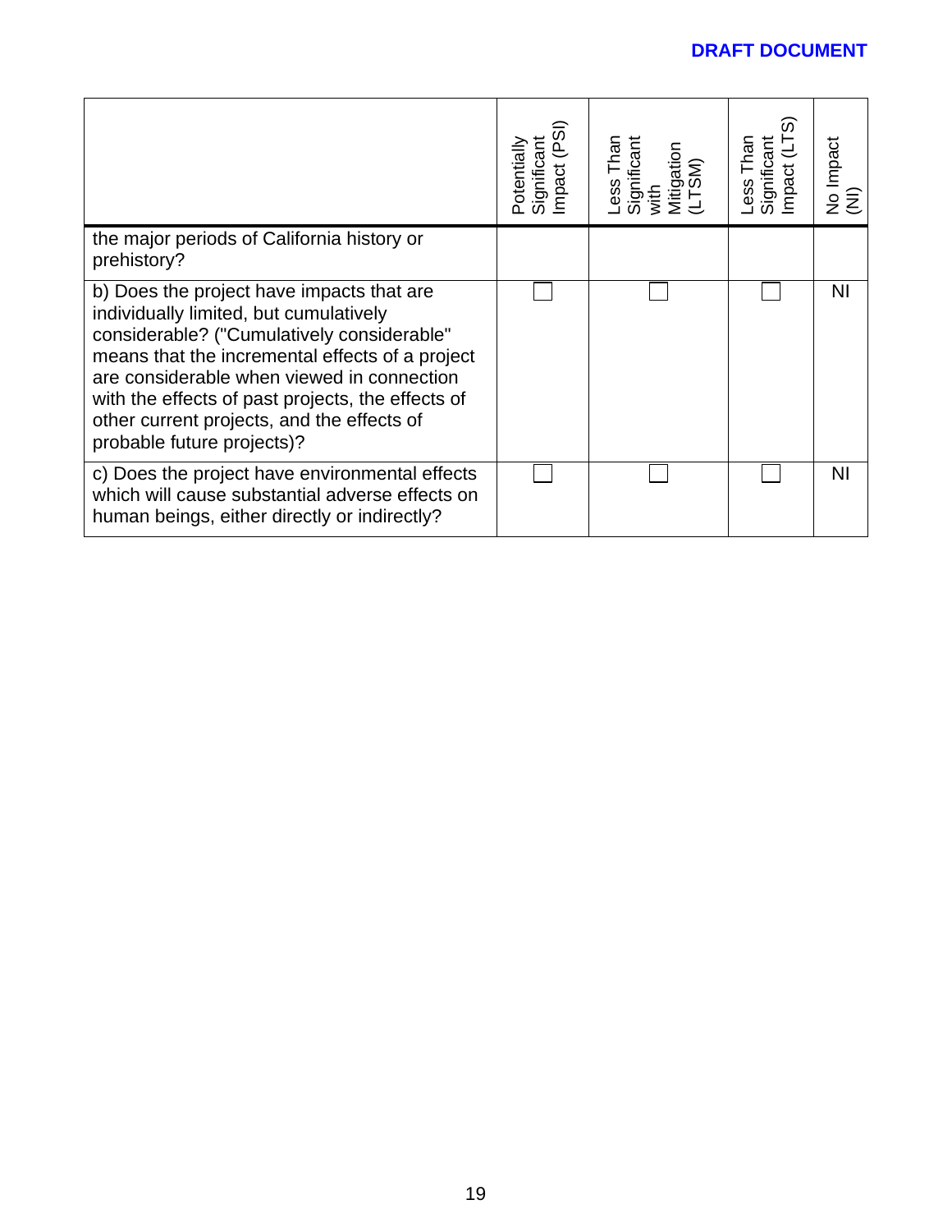**DRAFT DOCUMENT**

| | Potentially Significant Impact (PSI) | Less Than Significant with Mitigation (LTSM) | Less Than Significant Impact (LTS) | No Impact (NI) |
|---|---|---|---|---|
| the major periods of California history or prehistory? | | | | |
| b) Does the project have impacts that are individually limited, but cumulatively considerable? ("Cumulatively considerable" means that the incremental effects of a project are considerable when viewed in connection with the effects of past projects, the effects of other current projects, and the effects of probable future projects)? | ☐ | ☐ | ☐ | NI |
| c) Does the project have environmental effects which will cause substantial adverse effects on human beings, either directly or indirectly? | ☐ | ☐ | ☐ | NI |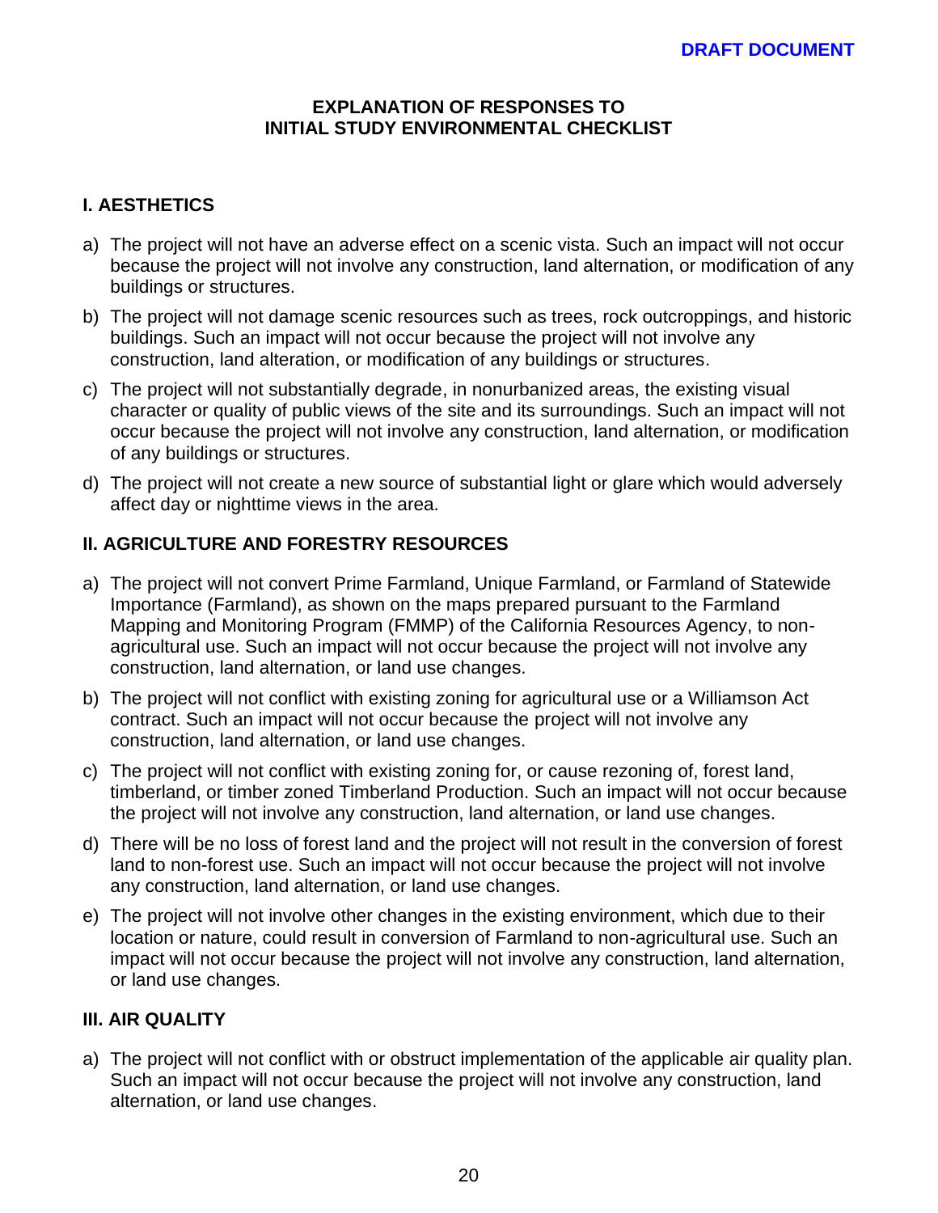**DRAFT DOCUMENT**

## EXPLANATION OF RESPONSES TO INITIAL STUDY ENVIRONMENTAL CHECKLIST

### I. AESTHETICS

a) The project will not have an adverse effect on a scenic vista. Such an impact will not occur because the project will not involve any construction, land alternation, or modification of any buildings or structures.

b) The project will not damage scenic resources such as trees, rock outcroppings, and historic buildings. Such an impact will not occur because the project will not involve any construction, land alteration, or modification of any buildings or structures.

c) The project will not substantially degrade, in nonurbanized areas, the existing visual character or quality of public views of the site and its surroundings. Such an impact will not occur because the project will not involve any construction, land alternation, or modification of any buildings or structures.

d) The project will not create a new source of substantial light or glare which would adversely affect day or nighttime views in the area.

### II. AGRICULTURE AND FORESTRY RESOURCES

a) The project will not convert Prime Farmland, Unique Farmland, or Farmland of Statewide Importance (Farmland), as shown on the maps prepared pursuant to the Farmland Mapping and Monitoring Program (FMMP) of the California Resources Agency, to non-agricultural use. Such an impact will not occur because the project will not involve any construction, land alternation, or land use changes.

b) The project will not conflict with existing zoning for agricultural use or a Williamson Act contract. Such an impact will not occur because the project will not involve any construction, land alternation, or land use changes.

c) The project will not conflict with existing zoning for, or cause rezoning of, forest land, timberland, or timber zoned Timberland Production. Such an impact will not occur because the project will not involve any construction, land alternation, or land use changes.

d) There will be no loss of forest land and the project will not result in the conversion of forest land to non-forest use. Such an impact will not occur because the project will not involve any construction, land alternation, or land use changes.

e) The project will not involve other changes in the existing environment, which due to their location or nature, could result in conversion of Farmland to non-agricultural use. Such an impact will not occur because the project will not involve any construction, land alternation, or land use changes.

### III. AIR QUALITY

a) The project will not conflict with or obstruct implementation of the applicable air quality plan. Such an impact will not occur because the project will not involve any construction, land alternation, or land use changes.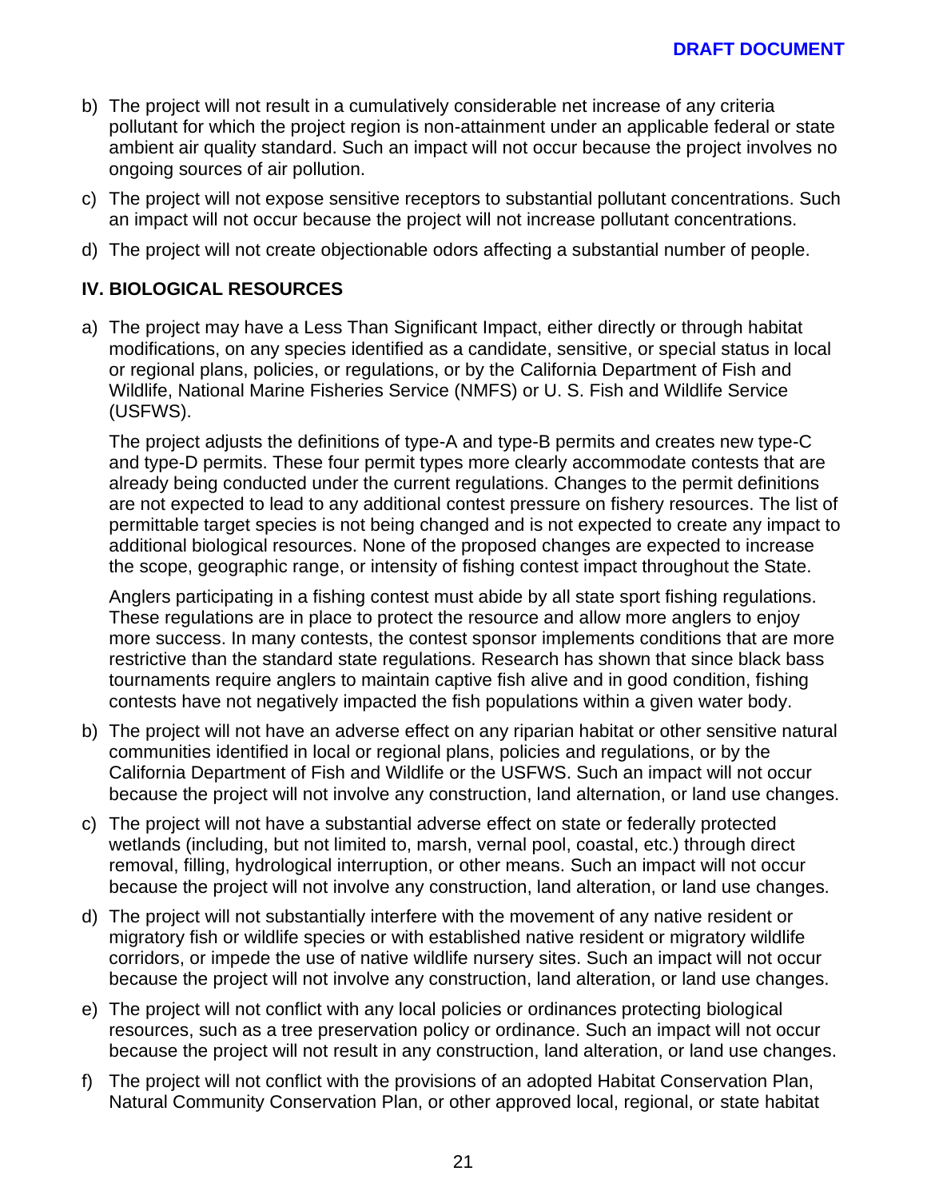b) The project will not result in a cumulatively considerable net increase of any criteria pollutant for which the project region is non-attainment under an applicable federal or state ambient air quality standard. Such an impact will not occur because the project involves no ongoing sources of air pollution.

c) The project will not expose sensitive receptors to substantial pollutant concentrations. Such an impact will not occur because the project will not increase pollutant concentrations.

d) The project will not create objectionable odors affecting a substantial number of people.

### IV. BIOLOGICAL RESOURCES

a) The project may have a Less Than Significant Impact, either directly or through habitat modifications, on any species identified as a candidate, sensitive, or special status in local or regional plans, policies, or regulations, or by the California Department of Fish and Wildlife, National Marine Fisheries Service (NMFS) or U. S. Fish and Wildlife Service (USFWS).

   The project adjusts the definitions of type-A and type-B permits and creates new type-C and type-D permits. These four permit types more clearly accommodate contests that are already being conducted under the current regulations. Changes to the permit definitions are not expected to lead to any additional contest pressure on fishery resources. The list of permittable target species is not being changed and is not expected to create any impact to additional biological resources. None of the proposed changes are expected to increase the scope, geographic range, or intensity of fishing contest impact throughout the State.

   Anglers participating in a fishing contest must abide by all state sport fishing regulations. These regulations are in place to protect the resource and allow more anglers to enjoy more success. In many contests, the contest sponsor implements conditions that are more restrictive than the standard state regulations. Research has shown that since black bass tournaments require anglers to maintain captive fish alive and in good condition, fishing contests have not negatively impacted the fish populations within a given water body.

b) The project will not have an adverse effect on any riparian habitat or other sensitive natural communities identified in local or regional plans, policies and regulations, or by the California Department of Fish and Wildlife or the USFWS. Such an impact will not occur because the project will not involve any construction, land alternation, or land use changes.

c) The project will not have a substantial adverse effect on state or federally protected wetlands (including, but not limited to, marsh, vernal pool, coastal, etc.) through direct removal, filling, hydrological interruption, or other means. Such an impact will not occur because the project will not involve any construction, land alteration, or land use changes.

d) The project will not substantially interfere with the movement of any native resident or migratory fish or wildlife species or with established native resident or migratory wildlife corridors, or impede the use of native wildlife nursery sites. Such an impact will not occur because the project will not involve any construction, land alteration, or land use changes.

e) The project will not conflict with any local policies or ordinances protecting biological resources, such as a tree preservation policy or ordinance. Such an impact will not occur because the project will not result in any construction, land alteration, or land use changes.

f) The project will not conflict with the provisions of an adopted Habitat Conservation Plan, Natural Community Conservation Plan, or other approved local, regional, or state habitat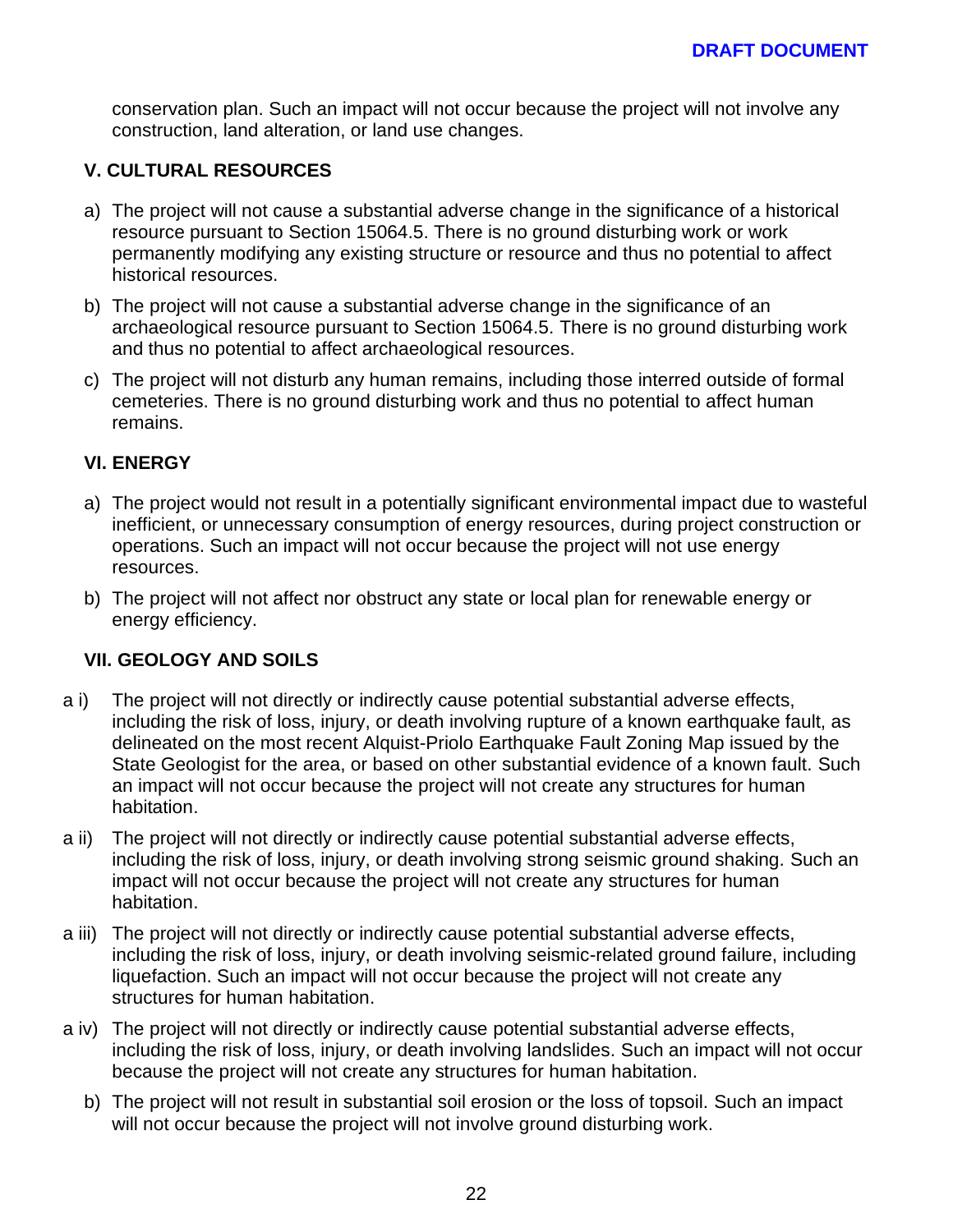conservation plan. Such an impact will not occur because the project will not involve any construction, land alteration, or land use changes.

## V. CULTURAL RESOURCES

a) The project will not cause a substantial adverse change in the significance of a historical resource pursuant to Section 15064.5. There is no ground disturbing work or work permanently modifying any existing structure or resource and thus no potential to affect historical resources.

b) The project will not cause a substantial adverse change in the significance of an archaeological resource pursuant to Section 15064.5. There is no ground disturbing work and thus no potential to affect archaeological resources.

c) The project will not disturb any human remains, including those interred outside of formal cemeteries. There is no ground disturbing work and thus no potential to affect human remains.

## VI. ENERGY

a) The project would not result in a potentially significant environmental impact due to wasteful inefficient, or unnecessary consumption of energy resources, during project construction or operations. Such an impact will not occur because the project will not use energy resources.

b) The project will not affect nor obstruct any state or local plan for renewable energy or energy efficiency.

## VII. GEOLOGY AND SOILS

a i) The project will not directly or indirectly cause potential substantial adverse effects, including the risk of loss, injury, or death involving rupture of a known earthquake fault, as delineated on the most recent Alquist-Priolo Earthquake Fault Zoning Map issued by the State Geologist for the area, or based on other substantial evidence of a known fault. Such an impact will not occur because the project will not create any structures for human habitation.

a ii) The project will not directly or indirectly cause potential substantial adverse effects, including the risk of loss, injury, or death involving strong seismic ground shaking. Such an impact will not occur because the project will not create any structures for human habitation.

a iii) The project will not directly or indirectly cause potential substantial adverse effects, including the risk of loss, injury, or death involving seismic-related ground failure, including liquefaction. Such an impact will not occur because the project will not create any structures for human habitation.

a iv) The project will not directly or indirectly cause potential substantial adverse effects, including the risk of loss, injury, or death involving landslides. Such an impact will not occur because the project will not create any structures for human habitation.

b) The project will not result in substantial soil erosion or the loss of topsoil. Such an impact will not occur because the project will not involve ground disturbing work.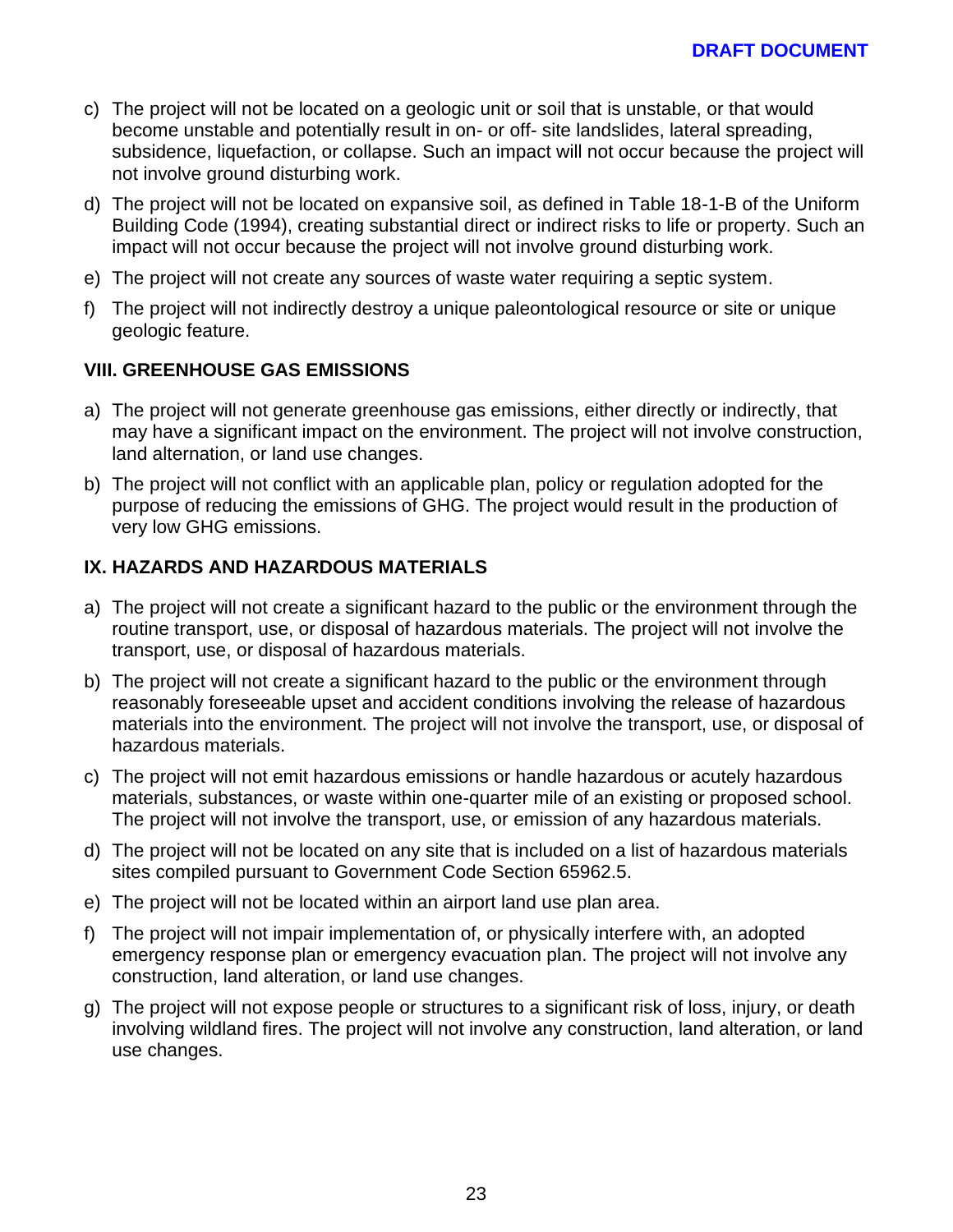c) The project will not be located on a geologic unit or soil that is unstable, or that would become unstable and potentially result in on- or off- site landslides, lateral spreading, subsidence, liquefaction, or collapse. Such an impact will not occur because the project will not involve ground disturbing work.

d) The project will not be located on expansive soil, as defined in Table 18-1-B of the Uniform Building Code (1994), creating substantial direct or indirect risks to life or property. Such an impact will not occur because the project will not involve ground disturbing work.

e) The project will not create any sources of waste water requiring a septic system.

f) The project will not indirectly destroy a unique paleontological resource or site or unique geologic feature.

### VIII. GREENHOUSE GAS EMISSIONS

a) The project will not generate greenhouse gas emissions, either directly or indirectly, that may have a significant impact on the environment. The project will not involve construction, land alternation, or land use changes.

b) The project will not conflict with an applicable plan, policy or regulation adopted for the purpose of reducing the emissions of GHG. The project would result in the production of very low GHG emissions.

### IX. HAZARDS AND HAZARDOUS MATERIALS

a) The project will not create a significant hazard to the public or the environment through the routine transport, use, or disposal of hazardous materials. The project will not involve the transport, use, or disposal of hazardous materials.

b) The project will not create a significant hazard to the public or the environment through reasonably foreseeable upset and accident conditions involving the release of hazardous materials into the environment. The project will not involve the transport, use, or disposal of hazardous materials.

c) The project will not emit hazardous emissions or handle hazardous or acutely hazardous materials, substances, or waste within one-quarter mile of an existing or proposed school. The project will not involve the transport, use, or emission of any hazardous materials.

d) The project will not be located on any site that is included on a list of hazardous materials sites compiled pursuant to Government Code Section 65962.5.

e) The project will not be located within an airport land use plan area.

f) The project will not impair implementation of, or physically interfere with, an adopted emergency response plan or emergency evacuation plan. The project will not involve any construction, land alteration, or land use changes.

g) The project will not expose people or structures to a significant risk of loss, injury, or death involving wildland fires. The project will not involve any construction, land alteration, or land use changes.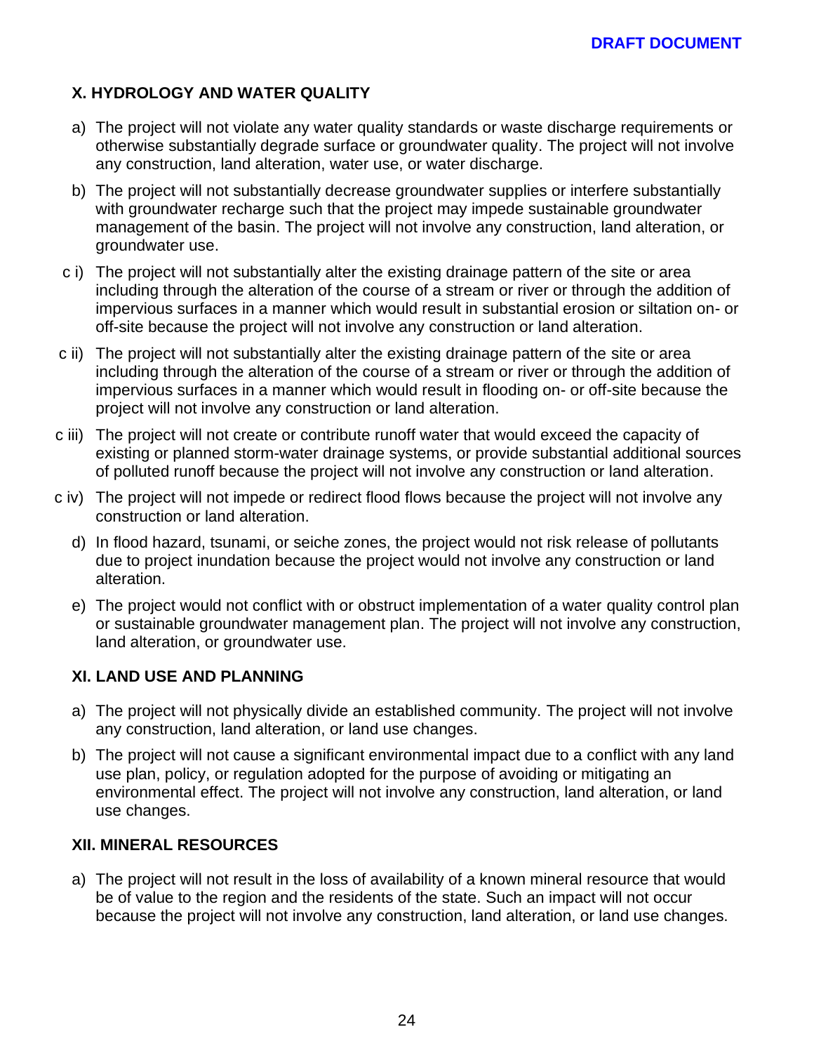### X. HYDROLOGY AND WATER QUALITY

a) The project will not violate any water quality standards or waste discharge requirements or otherwise substantially degrade surface or groundwater quality. The project will not involve any construction, land alteration, water use, or water discharge.

b) The project will not substantially decrease groundwater supplies or interfere substantially with groundwater recharge such that the project may impede sustainable groundwater management of the basin. The project will not involve any construction, land alteration, or groundwater use.

c i) The project will not substantially alter the existing drainage pattern of the site or area including through the alteration of the course of a stream or river or through the addition of impervious surfaces in a manner which would result in substantial erosion or siltation on- or off-site because the project will not involve any construction or land alteration.

c ii) The project will not substantially alter the existing drainage pattern of the site or area including through the alteration of the course of a stream or river or through the addition of impervious surfaces in a manner which would result in flooding on- or off-site because the project will not involve any construction or land alteration.

c iii) The project will not create or contribute runoff water that would exceed the capacity of existing or planned storm-water drainage systems, or provide substantial additional sources of polluted runoff because the project will not involve any construction or land alteration.

c iv) The project will not impede or redirect flood flows because the project will not involve any construction or land alteration.

d) In flood hazard, tsunami, or seiche zones, the project would not risk release of pollutants due to project inundation because the project would not involve any construction or land alteration.

e) The project would not conflict with or obstruct implementation of a water quality control plan or sustainable groundwater management plan. The project will not involve any construction, land alteration, or groundwater use.

### XI. LAND USE AND PLANNING

a) The project will not physically divide an established community. The project will not involve any construction, land alteration, or land use changes.

b) The project will not cause a significant environmental impact due to a conflict with any land use plan, policy, or regulation adopted for the purpose of avoiding or mitigating an environmental effect. The project will not involve any construction, land alteration, or land use changes.

### XII. MINERAL RESOURCES

a) The project will not result in the loss of availability of a known mineral resource that would be of value to the region and the residents of the state. Such an impact will not occur because the project will not involve any construction, land alteration, or land use changes.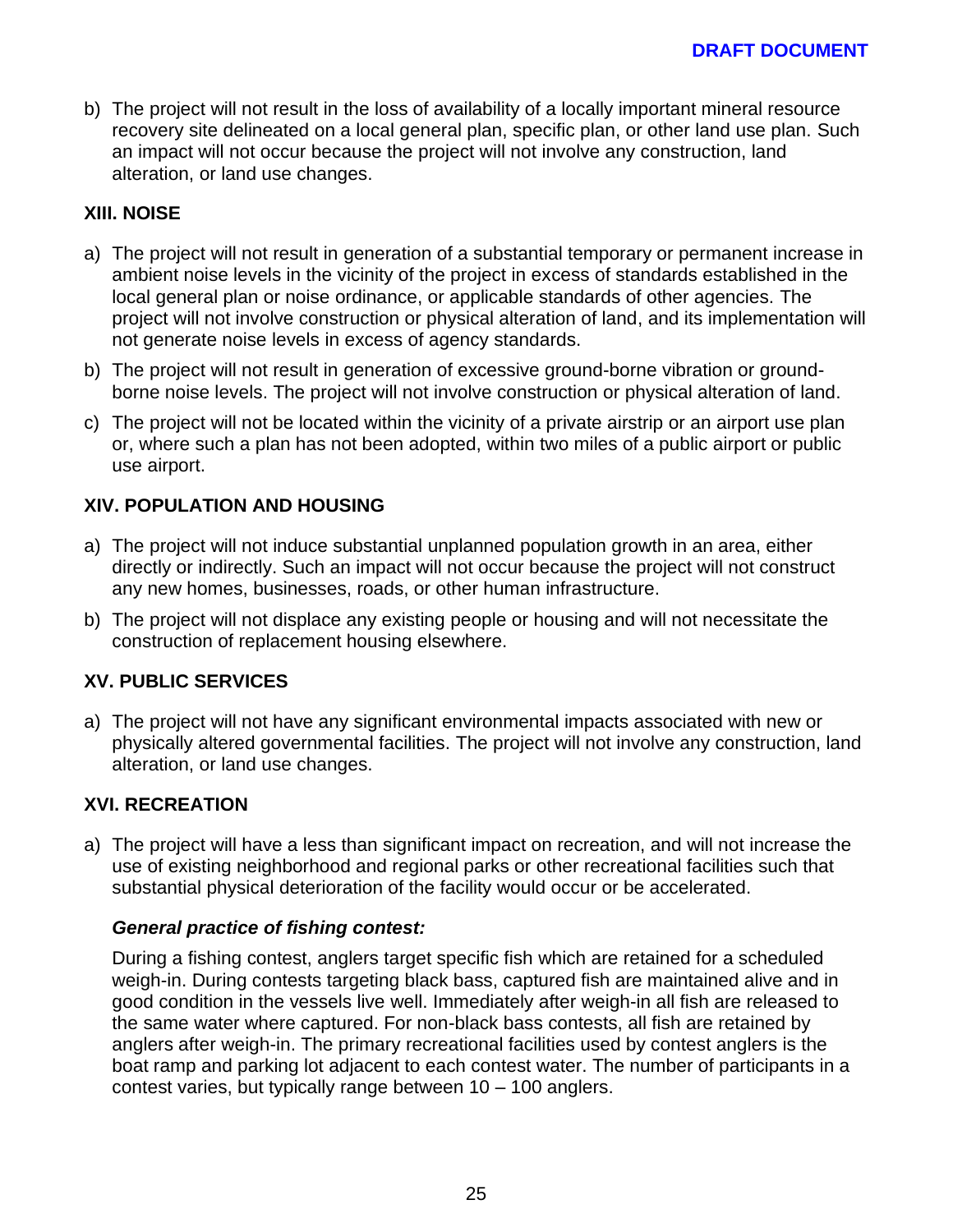b) The project will not result in the loss of availability of a locally important mineral resource recovery site delineated on a local general plan, specific plan, or other land use plan. Such an impact will not occur because the project will not involve any construction, land alteration, or land use changes.

### XIII. NOISE

a) The project will not result in generation of a substantial temporary or permanent increase in ambient noise levels in the vicinity of the project in excess of standards established in the local general plan or noise ordinance, or applicable standards of other agencies. The project will not involve construction or physical alteration of land, and its implementation will not generate noise levels in excess of agency standards.

b) The project will not result in generation of excessive ground-borne vibration or ground-borne noise levels. The project will not involve construction or physical alteration of land.

c) The project will not be located within the vicinity of a private airstrip or an airport use plan or, where such a plan has not been adopted, within two miles of a public airport or public use airport.

### XIV. POPULATION AND HOUSING

a) The project will not induce substantial unplanned population growth in an area, either directly or indirectly. Such an impact will not occur because the project will not construct any new homes, businesses, roads, or other human infrastructure.

b) The project will not displace any existing people or housing and will not necessitate the construction of replacement housing elsewhere.

### XV. PUBLIC SERVICES

a) The project will not have any significant environmental impacts associated with new or physically altered governmental facilities. The project will not involve any construction, land alteration, or land use changes.

### XVI. RECREATION

a) The project will have a less than significant impact on recreation, and will not increase the use of existing neighborhood and regional parks or other recreational facilities such that substantial physical deterioration of the facility would occur or be accelerated.

***General practice of fishing contest:***

During a fishing contest, anglers target specific fish which are retained for a scheduled weigh-in. During contests targeting black bass, captured fish are maintained alive and in good condition in the vessels live well. Immediately after weigh-in all fish are released to the same water where captured. For non-black bass contests, all fish are retained by anglers after weigh-in. The primary recreational facilities used by contest anglers is the boat ramp and parking lot adjacent to each contest water. The number of participants in a contest varies, but typically range between 10 – 100 anglers.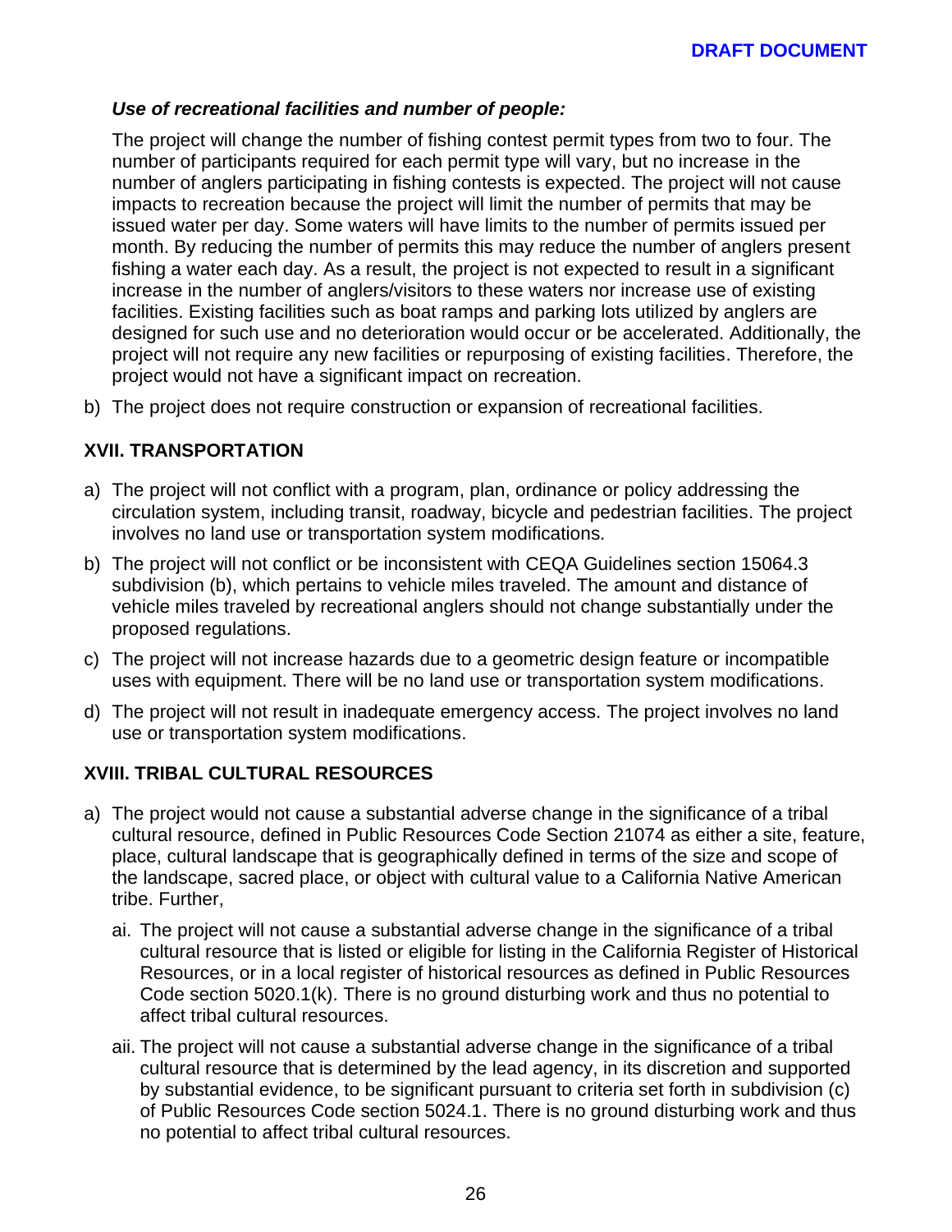***Use of recreational facilities and number of people:***

The project will change the number of fishing contest permit types from two to four. The number of participants required for each permit type will vary, but no increase in the number of anglers participating in fishing contests is expected. The project will not cause impacts to recreation because the project will limit the number of permits that may be issued water per day. Some waters will have limits to the number of permits issued per month. By reducing the number of permits this may reduce the number of anglers present fishing a water each day. As a result, the project is not expected to result in a significant increase in the number of anglers/visitors to these waters nor increase use of existing facilities. Existing facilities such as boat ramps and parking lots utilized by anglers are designed for such use and no deterioration would occur or be accelerated. Additionally, the project will not require any new facilities or repurposing of existing facilities. Therefore, the project would not have a significant impact on recreation.

b) The project does not require construction or expansion of recreational facilities.

## XVII. TRANSPORTATION

a) The project will not conflict with a program, plan, ordinance or policy addressing the circulation system, including transit, roadway, bicycle and pedestrian facilities. The project involves no land use or transportation system modifications.

b) The project will not conflict or be inconsistent with CEQA Guidelines section 15064.3 subdivision (b), which pertains to vehicle miles traveled. The amount and distance of vehicle miles traveled by recreational anglers should not change substantially under the proposed regulations.

c) The project will not increase hazards due to a geometric design feature or incompatible uses with equipment. There will be no land use or transportation system modifications.

d) The project will not result in inadequate emergency access. The project involves no land use or transportation system modifications.

## XVIII. TRIBAL CULTURAL RESOURCES

a) The project would not cause a substantial adverse change in the significance of a tribal cultural resource, defined in Public Resources Code Section 21074 as either a site, feature, place, cultural landscape that is geographically defined in terms of the size and scope of the landscape, sacred place, or object with cultural value to a California Native American tribe. Further,

   ai. The project will not cause a substantial adverse change in the significance of a tribal cultural resource that is listed or eligible for listing in the California Register of Historical Resources, or in a local register of historical resources as defined in Public Resources Code section 5020.1(k). There is no ground disturbing work and thus no potential to affect tribal cultural resources.

   aii. The project will not cause a substantial adverse change in the significance of a tribal cultural resource that is determined by the lead agency, in its discretion and supported by substantial evidence, to be significant pursuant to criteria set forth in subdivision (c) of Public Resources Code section 5024.1. There is no ground disturbing work and thus no potential to affect tribal cultural resources.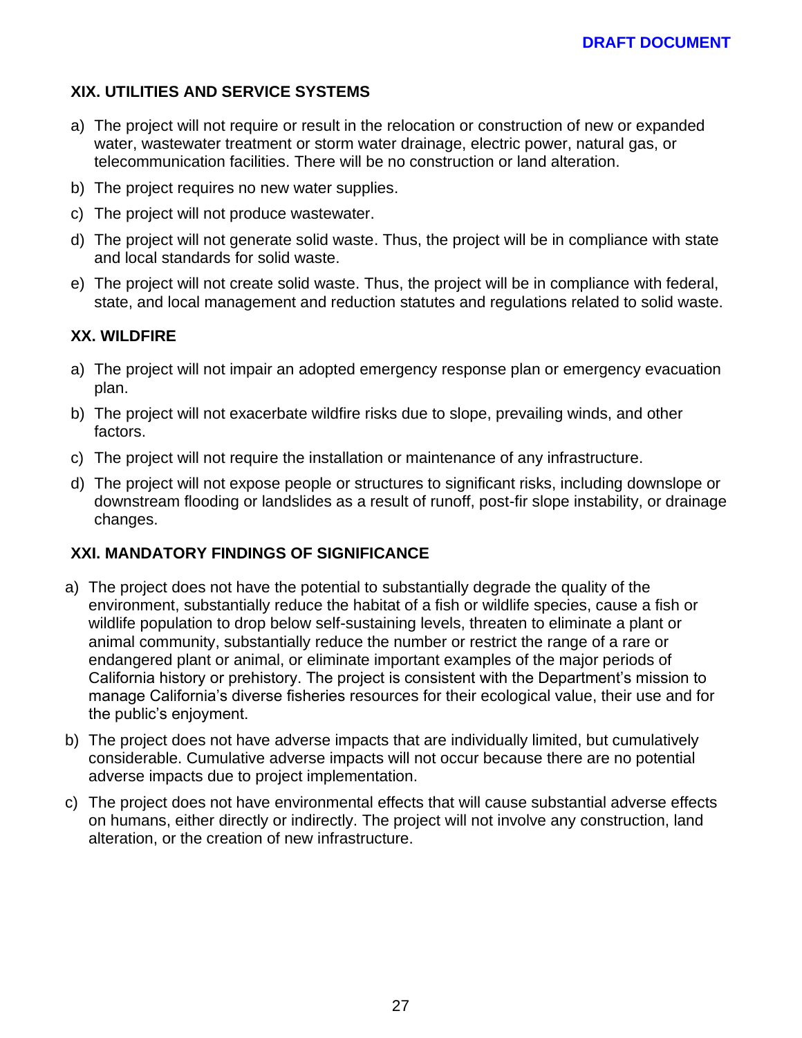### XIX. UTILITIES AND SERVICE SYSTEMS

a) The project will not require or result in the relocation or construction of new or expanded water, wastewater treatment or storm water drainage, electric power, natural gas, or telecommunication facilities. There will be no construction or land alteration.

b) The project requires no new water supplies.

c) The project will not produce wastewater.

d) The project will not generate solid waste. Thus, the project will be in compliance with state and local standards for solid waste.

e) The project will not create solid waste. Thus, the project will be in compliance with federal, state, and local management and reduction statutes and regulations related to solid waste.

### XX. WILDFIRE

a) The project will not impair an adopted emergency response plan or emergency evacuation plan.

b) The project will not exacerbate wildfire risks due to slope, prevailing winds, and other factors.

c) The project will not require the installation or maintenance of any infrastructure.

d) The project will not expose people or structures to significant risks, including downslope or downstream flooding or landslides as a result of runoff, post-fir slope instability, or drainage changes.

### XXI. MANDATORY FINDINGS OF SIGNIFICANCE

a) The project does not have the potential to substantially degrade the quality of the environment, substantially reduce the habitat of a fish or wildlife species, cause a fish or wildlife population to drop below self-sustaining levels, threaten to eliminate a plant or animal community, substantially reduce the number or restrict the range of a rare or endangered plant or animal, or eliminate important examples of the major periods of California history or prehistory. The project is consistent with the Department's mission to manage California's diverse fisheries resources for their ecological value, their use and for the public's enjoyment.

b) The project does not have adverse impacts that are individually limited, but cumulatively considerable. Cumulative adverse impacts will not occur because there are no potential adverse impacts due to project implementation.

c) The project does not have environmental effects that will cause substantial adverse effects on humans, either directly or indirectly. The project will not involve any construction, land alteration, or the creation of new infrastructure.